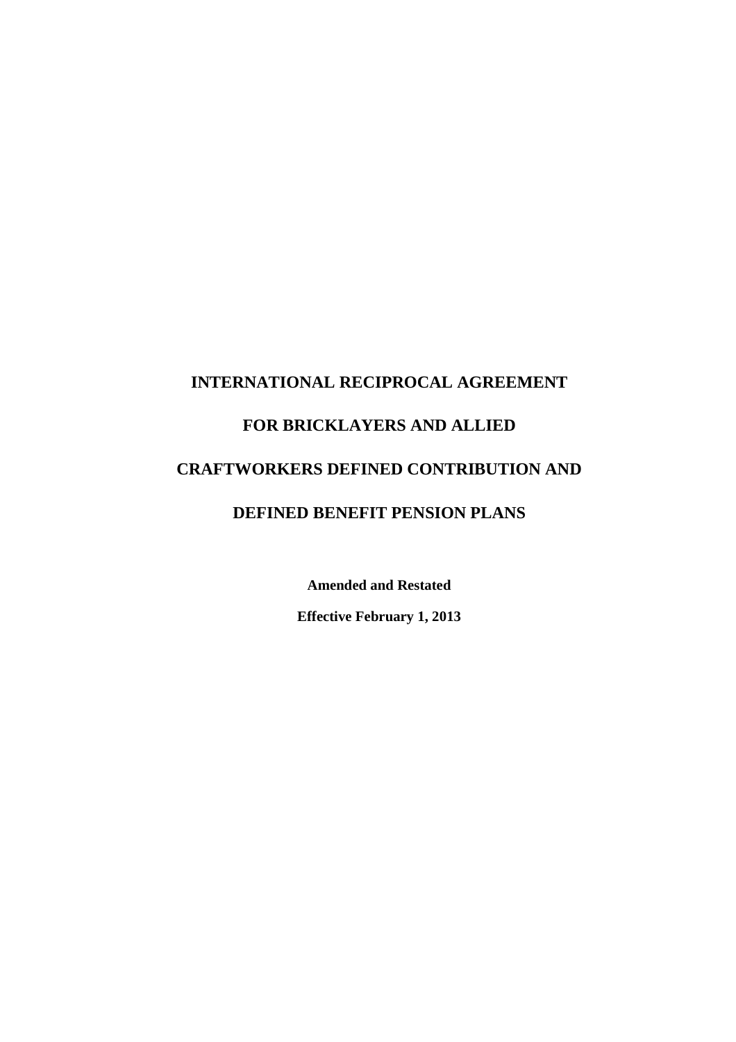# INTERNATIONAL RECIPROCAL AGREEMENT

# FOR BRICKLAYERS AND ALLIED

# CRAFTWORKERS DEFINED CONTRIBUTION AND

# DEFINED BENEFIT PENSION PLANS

**Amended and Restated**

**Effective February 1, 2013**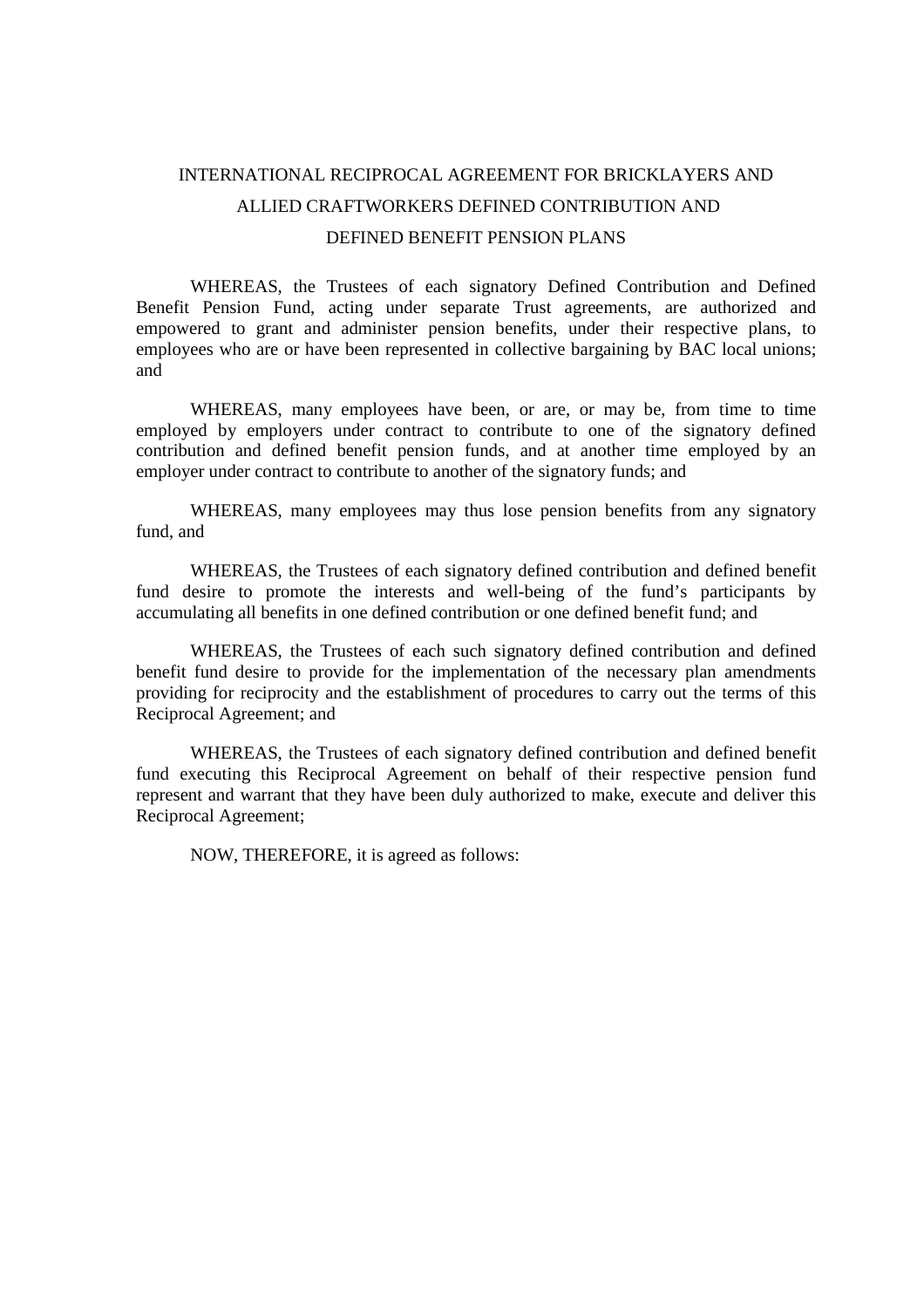# INTERNATIONAL RECIPROCAL AGREEMENT FOR BRICKLAYERS AND ALLIED CRAFTWORKERS DEFINED CONTRIBUTION AND DEFINED BENEFIT PENSION PLANS

WHEREAS, the Trustees of each signatory Defined Contribution and Defined Benefit Pension Fund, acting under separate Trust agreements, are authorized and empowered to grant and administer pension benefits, under their respective plans, to employees who are or have been represented in collective bargaining by BAC local unions; and

WHEREAS, many employees have been, or are, or may be, from time to time employed by employers under contract to contribute to one of the signatory defined contribution and defined benefit pension funds, and at another time employed by an employer under contract to contribute to another of the signatory funds; and

WHEREAS, many employees may thus lose pension benefits from any signatory fund, and

WHEREAS, the Trustees of each signatory defined contribution and defined benefit fund desire to promote the interests and well-being of the fund's participants by accumulating all benefits in one defined contribution or one defined benefit fund; and

WHEREAS, the Trustees of each such signatory defined contribution and defined benefit fund desire to provide for the implementation of the necessary plan amendments providing for reciprocity and the establishment of procedures to carry out the terms of this Reciprocal Agreement; and

WHEREAS, the Trustees of each signatory defined contribution and defined benefit fund executing this Reciprocal Agreement on behalf of their respective pension fund represent and warrant that they have been duly authorized to make, execute and deliver this Reciprocal Agreement;

NOW, THEREFORE, it is agreed as follows: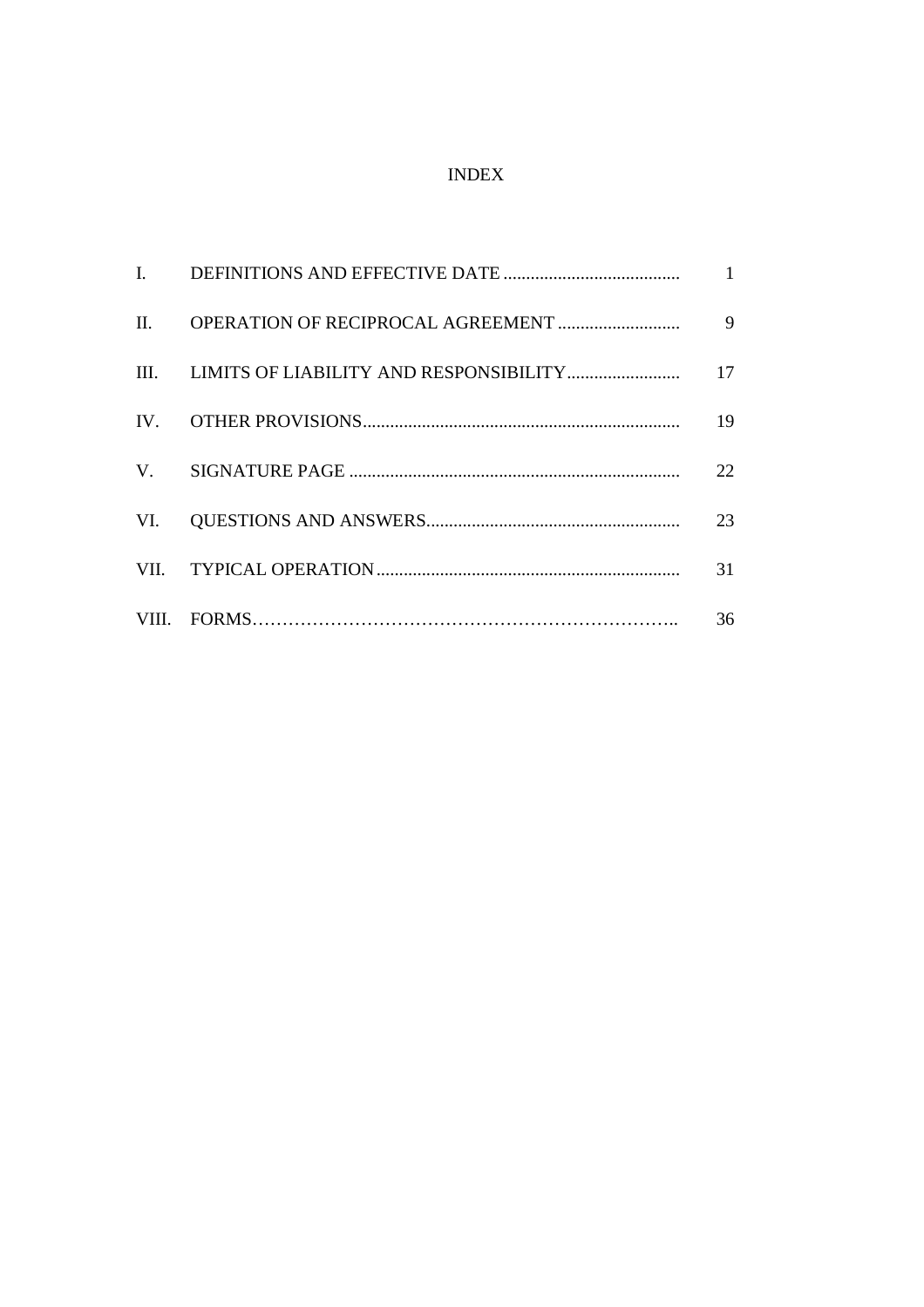# INDEX

| | | |
|---|---|---|
| I. | DEFINITIONS AND EFFECTIVE DATE | 1 |
| II. | OPERATION OF RECIPROCAL AGREEMENT | 9 |
| III. | LIMITS OF LIABILITY AND RESPONSIBILITY | 17 |
| IV. | OTHER PROVISIONS | 19 |
| V. | SIGNATURE PAGE | 22 |
| VI. | QUESTIONS AND ANSWERS | 23 |
| VII. | TYPICAL OPERATION | 31 |
| VIII. | FORMS | 36 |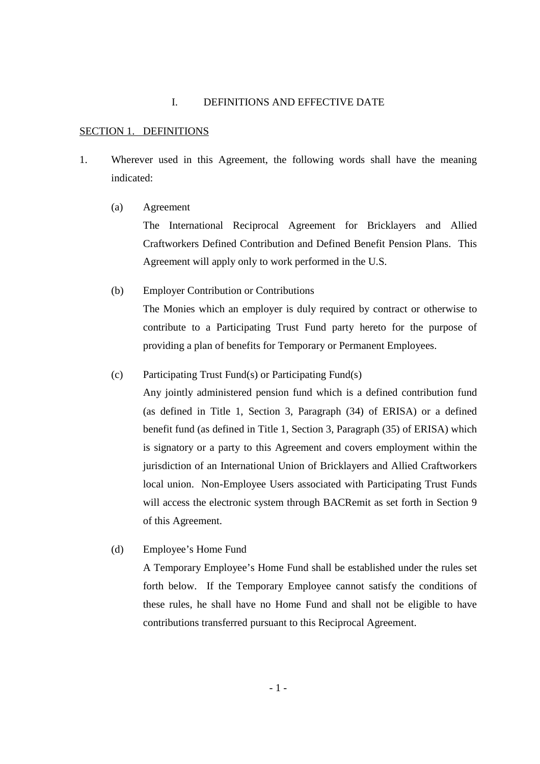## I. DEFINITIONS AND EFFECTIVE DATE

<u>SECTION 1. DEFINITIONS</u>

1. Wherever used in this Agreement, the following words shall have the meaning indicated:

   (a) Agreement

   The International Reciprocal Agreement for Bricklayers and Allied Craftworkers Defined Contribution and Defined Benefit Pension Plans. This Agreement will apply only to work performed in the U.S.

   (b) Employer Contribution or Contributions

   The Monies which an employer is duly required by contract or otherwise to contribute to a Participating Trust Fund party hereto for the purpose of providing a plan of benefits for Temporary or Permanent Employees.

   (c) Participating Trust Fund(s) or Participating Fund(s)

   Any jointly administered pension fund which is a defined contribution fund (as defined in Title 1, Section 3, Paragraph (34) of ERISA) or a defined benefit fund (as defined in Title 1, Section 3, Paragraph (35) of ERISA) which is signatory or a party to this Agreement and covers employment within the jurisdiction of an International Union of Bricklayers and Allied Craftworkers local union. Non-Employee Users associated with Participating Trust Funds will access the electronic system through BACRemit as set forth in Section 9 of this Agreement.

   (d) Employee's Home Fund

   A Temporary Employee's Home Fund shall be established under the rules set forth below. If the Temporary Employee cannot satisfy the conditions of these rules, he shall have no Home Fund and shall not be eligible to have contributions transferred pursuant to this Reciprocal Agreement.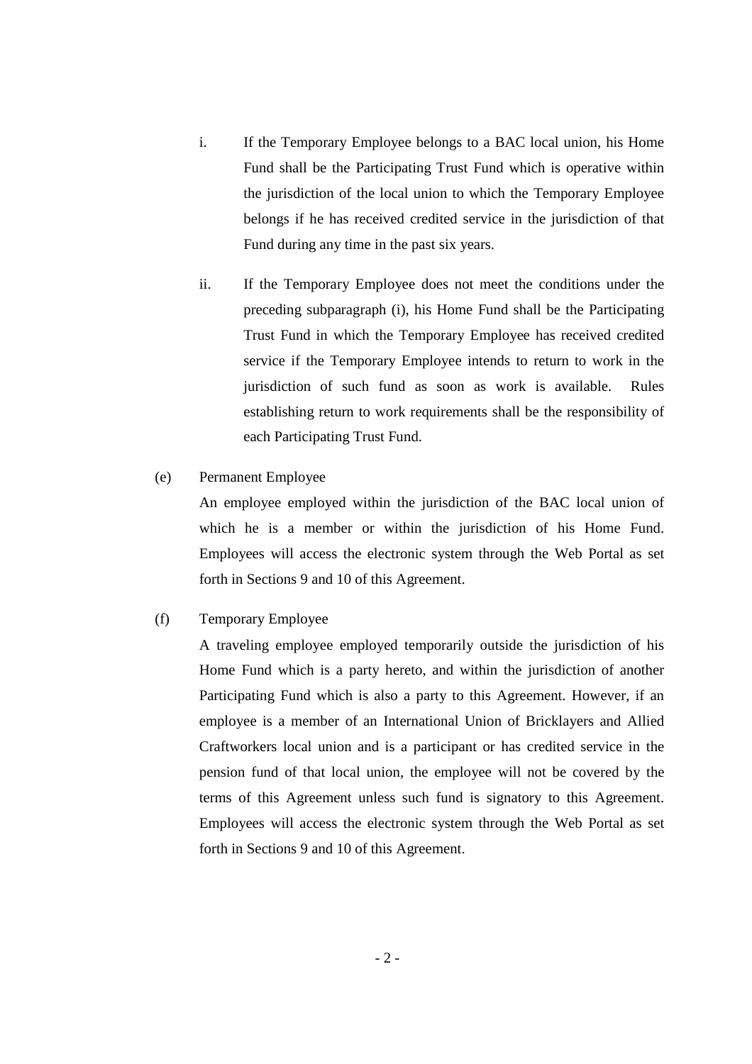i. If the Temporary Employee belongs to a BAC local union, his Home Fund shall be the Participating Trust Fund which is operative within the jurisdiction of the local union to which the Temporary Employee belongs if he has received credited service in the jurisdiction of that Fund during any time in the past six years.

ii. If the Temporary Employee does not meet the conditions under the preceding subparagraph (i), his Home Fund shall be the Participating Trust Fund in which the Temporary Employee has received credited service if the Temporary Employee intends to return to work in the jurisdiction of such fund as soon as work is available. Rules establishing return to work requirements shall be the responsibility of each Participating Trust Fund.

(e) Permanent Employee

An employee employed within the jurisdiction of the BAC local union of which he is a member or within the jurisdiction of his Home Fund. Employees will access the electronic system through the Web Portal as set forth in Sections 9 and 10 of this Agreement.

(f) Temporary Employee

A traveling employee employed temporarily outside the jurisdiction of his Home Fund which is a party hereto, and within the jurisdiction of another Participating Fund which is also a party to this Agreement. However, if an employee is a member of an International Union of Bricklayers and Allied Craftworkers local union and is a participant or has credited service in the pension fund of that local union, the employee will not be covered by the terms of this Agreement unless such fund is signatory to this Agreement. Employees will access the electronic system through the Web Portal as set forth in Sections 9 and 10 of this Agreement.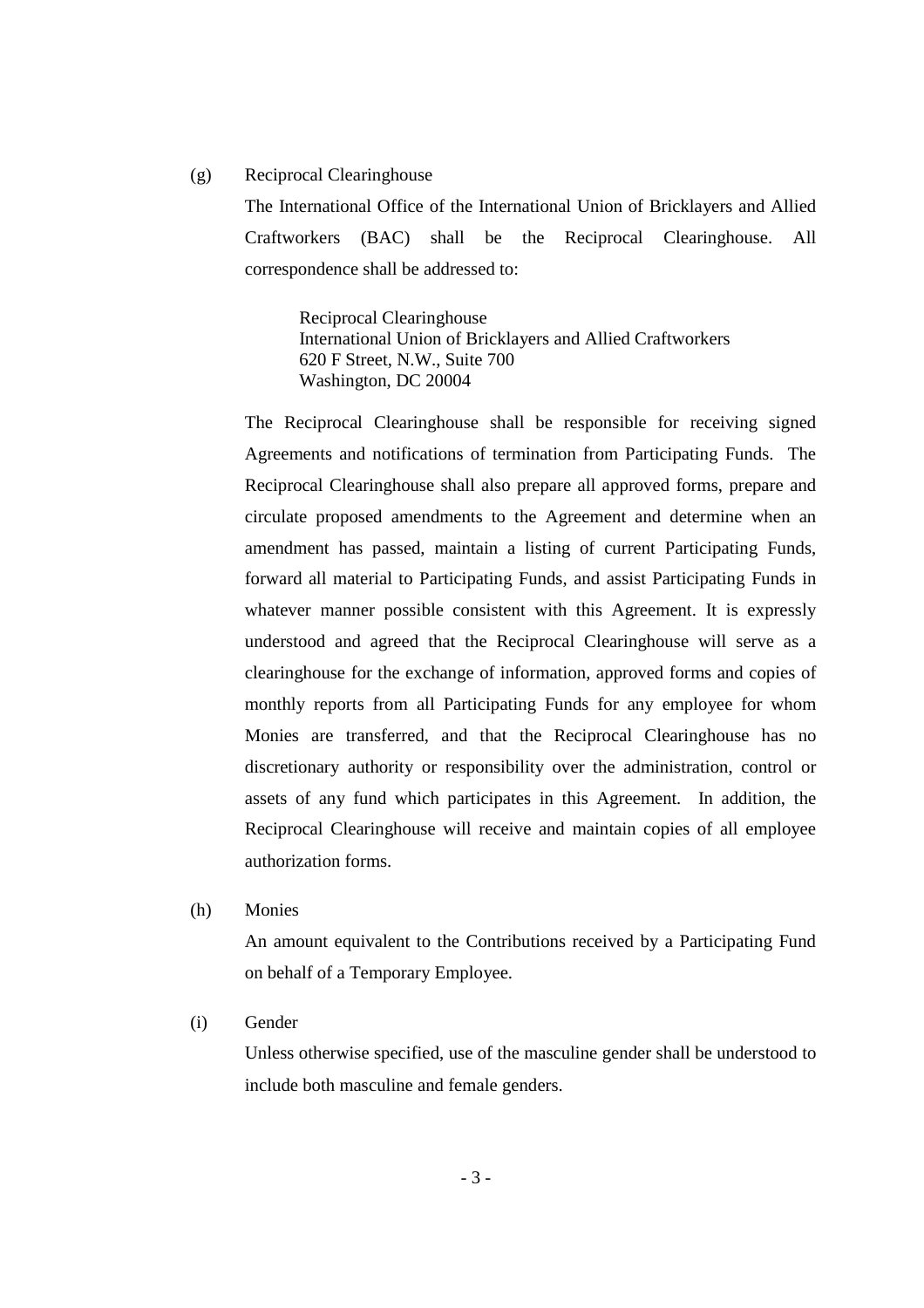(g) Reciprocal Clearinghouse

The International Office of the International Union of Bricklayers and Allied Craftworkers (BAC) shall be the Reciprocal Clearinghouse. All correspondence shall be addressed to:

> Reciprocal Clearinghouse
> International Union of Bricklayers and Allied Craftworkers
> 620 F Street, N.W., Suite 700
> Washington, DC 20004

The Reciprocal Clearinghouse shall be responsible for receiving signed Agreements and notifications of termination from Participating Funds. The Reciprocal Clearinghouse shall also prepare all approved forms, prepare and circulate proposed amendments to the Agreement and determine when an amendment has passed, maintain a listing of current Participating Funds, forward all material to Participating Funds, and assist Participating Funds in whatever manner possible consistent with this Agreement. It is expressly understood and agreed that the Reciprocal Clearinghouse will serve as a clearinghouse for the exchange of information, approved forms and copies of monthly reports from all Participating Funds for any employee for whom Monies are transferred, and that the Reciprocal Clearinghouse has no discretionary authority or responsibility over the administration, control or assets of any fund which participates in this Agreement. In addition, the Reciprocal Clearinghouse will receive and maintain copies of all employee authorization forms.

(h) Monies

An amount equivalent to the Contributions received by a Participating Fund on behalf of a Temporary Employee.

(i) Gender

Unless otherwise specified, use of the masculine gender shall be understood to include both masculine and female genders.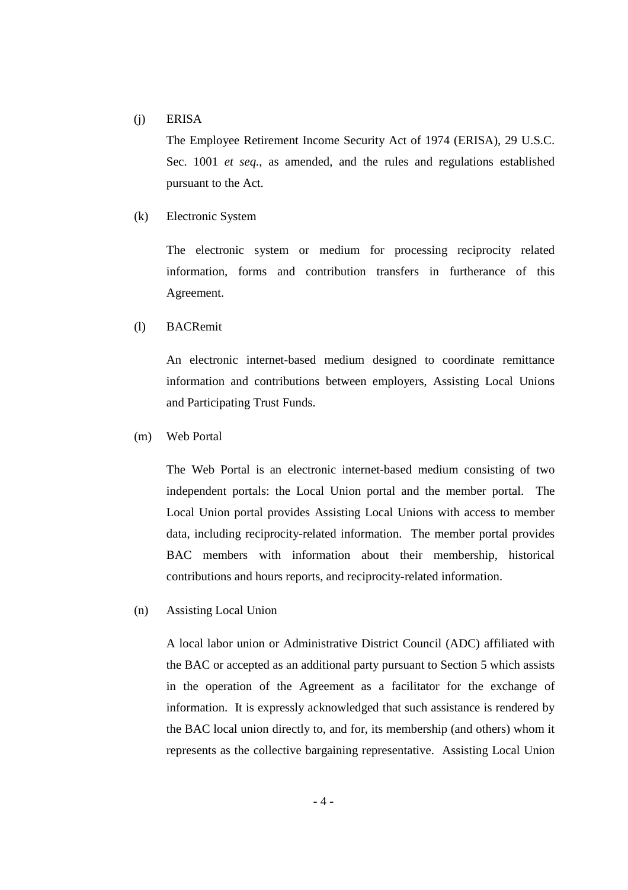(j) ERISA

The Employee Retirement Income Security Act of 1974 (ERISA), 29 U.S.C. Sec. 1001 *et seq.*, as amended, and the rules and regulations established pursuant to the Act.

(k) Electronic System

The electronic system or medium for processing reciprocity related information, forms and contribution transfers in furtherance of this Agreement.

(l) BACRemit

An electronic internet-based medium designed to coordinate remittance information and contributions between employers, Assisting Local Unions and Participating Trust Funds.

(m) Web Portal

The Web Portal is an electronic internet-based medium consisting of two independent portals: the Local Union portal and the member portal. The Local Union portal provides Assisting Local Unions with access to member data, including reciprocity-related information. The member portal provides BAC members with information about their membership, historical contributions and hours reports, and reciprocity-related information.

(n) Assisting Local Union

A local labor union or Administrative District Council (ADC) affiliated with the BAC or accepted as an additional party pursuant to Section 5 which assists in the operation of the Agreement as a facilitator for the exchange of information. It is expressly acknowledged that such assistance is rendered by the BAC local union directly to, and for, its membership (and others) whom it represents as the collective bargaining representative. Assisting Local Union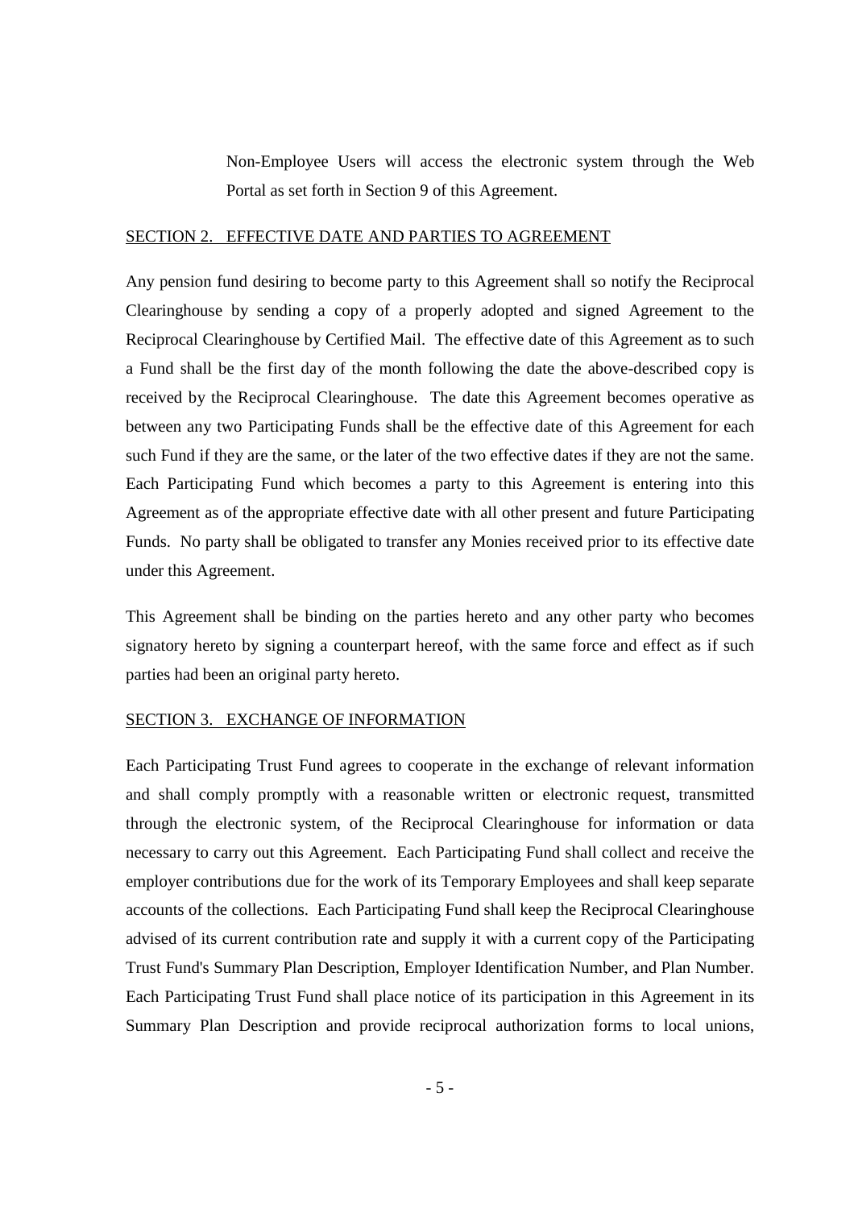Non-Employee Users will access the electronic system through the Web Portal as set forth in Section 9 of this Agreement.

## SECTION 2. EFFECTIVE DATE AND PARTIES TO AGREEMENT

Any pension fund desiring to become party to this Agreement shall so notify the Reciprocal Clearinghouse by sending a copy of a properly adopted and signed Agreement to the Reciprocal Clearinghouse by Certified Mail. The effective date of this Agreement as to such a Fund shall be the first day of the month following the date the above-described copy is received by the Reciprocal Clearinghouse. The date this Agreement becomes operative as between any two Participating Funds shall be the effective date of this Agreement for each such Fund if they are the same, or the later of the two effective dates if they are not the same. Each Participating Fund which becomes a party to this Agreement is entering into this Agreement as of the appropriate effective date with all other present and future Participating Funds. No party shall be obligated to transfer any Monies received prior to its effective date under this Agreement.

This Agreement shall be binding on the parties hereto and any other party who becomes signatory hereto by signing a counterpart hereof, with the same force and effect as if such parties had been an original party hereto.

## SECTION 3. EXCHANGE OF INFORMATION

Each Participating Trust Fund agrees to cooperate in the exchange of relevant information and shall comply promptly with a reasonable written or electronic request, transmitted through the electronic system, of the Reciprocal Clearinghouse for information or data necessary to carry out this Agreement. Each Participating Fund shall collect and receive the employer contributions due for the work of its Temporary Employees and shall keep separate accounts of the collections. Each Participating Fund shall keep the Reciprocal Clearinghouse advised of its current contribution rate and supply it with a current copy of the Participating Trust Fund's Summary Plan Description, Employer Identification Number, and Plan Number. Each Participating Trust Fund shall place notice of its participation in this Agreement in its Summary Plan Description and provide reciprocal authorization forms to local unions,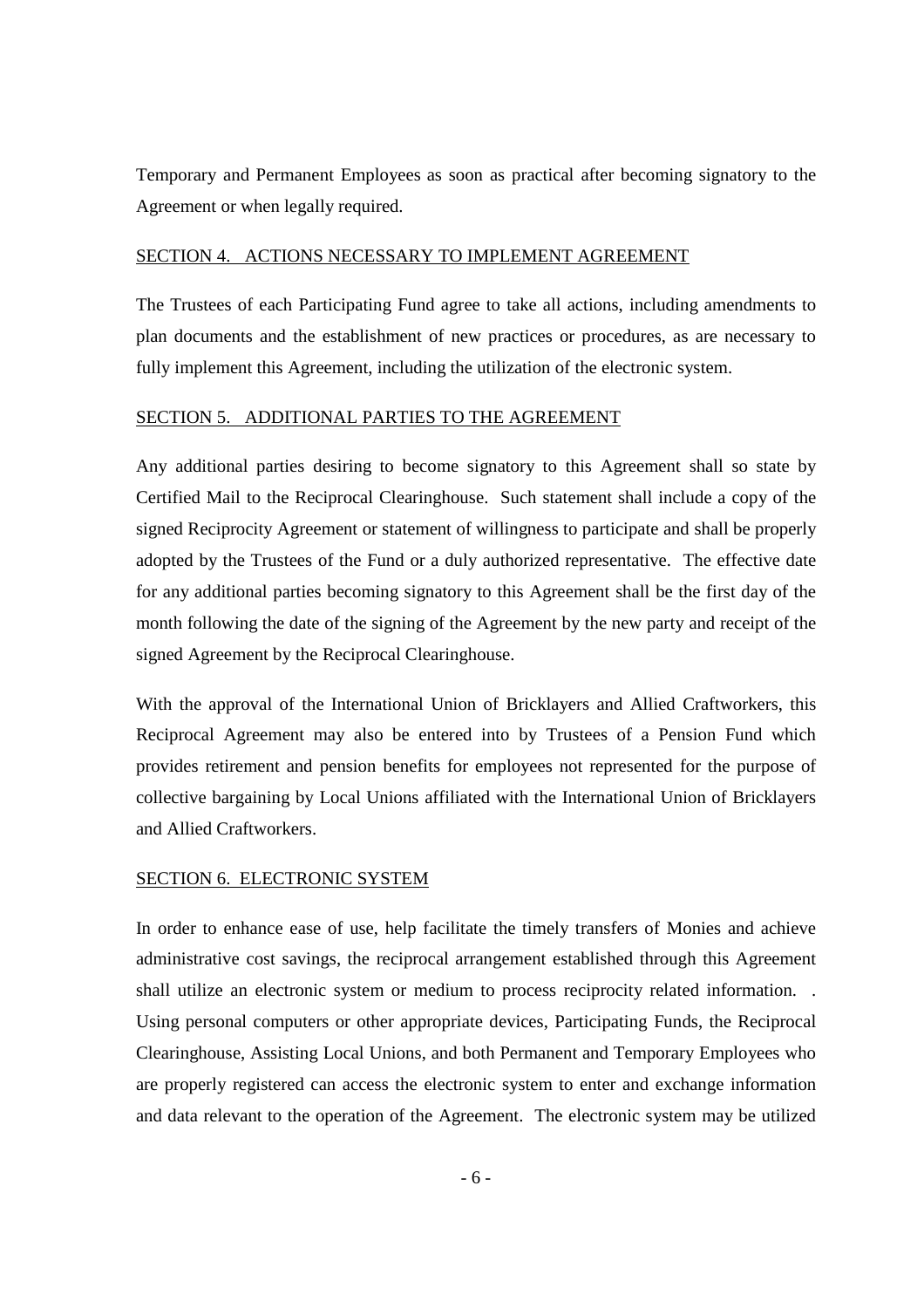Temporary and Permanent Employees as soon as practical after becoming signatory to the Agreement or when legally required.

<u>SECTION 4. ACTIONS NECESSARY TO IMPLEMENT AGREEMENT</u>

The Trustees of each Participating Fund agree to take all actions, including amendments to plan documents and the establishment of new practices or procedures, as are necessary to fully implement this Agreement, including the utilization of the electronic system.

<u>SECTION 5. ADDITIONAL PARTIES TO THE AGREEMENT</u>

Any additional parties desiring to become signatory to this Agreement shall so state by Certified Mail to the Reciprocal Clearinghouse. Such statement shall include a copy of the signed Reciprocity Agreement or statement of willingness to participate and shall be properly adopted by the Trustees of the Fund or a duly authorized representative. The effective date for any additional parties becoming signatory to this Agreement shall be the first day of the month following the date of the signing of the Agreement by the new party and receipt of the signed Agreement by the Reciprocal Clearinghouse.

With the approval of the International Union of Bricklayers and Allied Craftworkers, this Reciprocal Agreement may also be entered into by Trustees of a Pension Fund which provides retirement and pension benefits for employees not represented for the purpose of collective bargaining by Local Unions affiliated with the International Union of Bricklayers and Allied Craftworkers.

<u>SECTION 6. ELECTRONIC SYSTEM</u>

In order to enhance ease of use, help facilitate the timely transfers of Monies and achieve administrative cost savings, the reciprocal arrangement established through this Agreement shall utilize an electronic system or medium to process reciprocity related information. . Using personal computers or other appropriate devices, Participating Funds, the Reciprocal Clearinghouse, Assisting Local Unions, and both Permanent and Temporary Employees who are properly registered can access the electronic system to enter and exchange information and data relevant to the operation of the Agreement. The electronic system may be utilized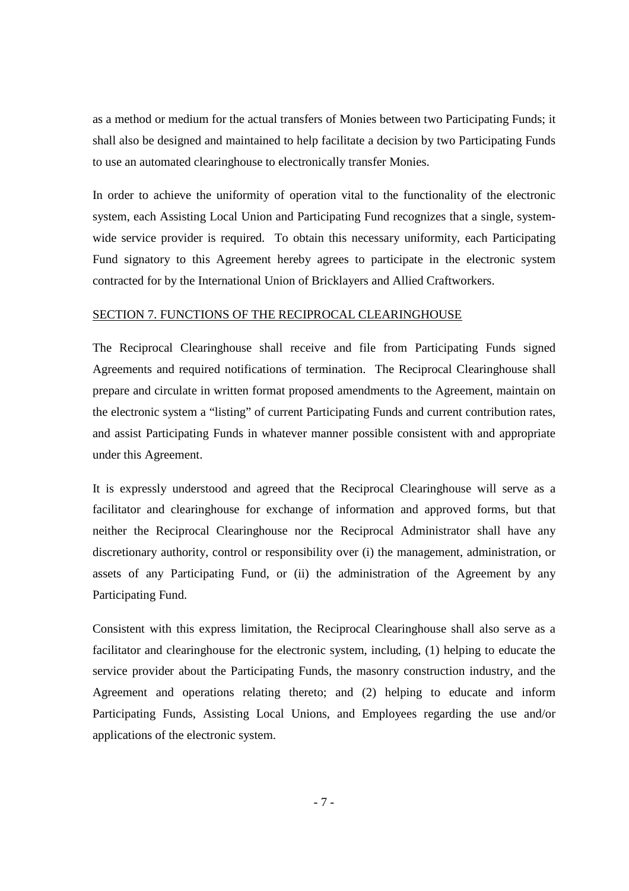as a method or medium for the actual transfers of Monies between two Participating Funds; it shall also be designed and maintained to help facilitate a decision by two Participating Funds to use an automated clearinghouse to electronically transfer Monies.

In order to achieve the uniformity of operation vital to the functionality of the electronic system, each Assisting Local Union and Participating Fund recognizes that a single, system-wide service provider is required. To obtain this necessary uniformity, each Participating Fund signatory to this Agreement hereby agrees to participate in the electronic system contracted for by the International Union of Bricklayers and Allied Craftworkers.

## SECTION 7. FUNCTIONS OF THE RECIPROCAL CLEARINGHOUSE

The Reciprocal Clearinghouse shall receive and file from Participating Funds signed Agreements and required notifications of termination. The Reciprocal Clearinghouse shall prepare and circulate in written format proposed amendments to the Agreement, maintain on the electronic system a "listing" of current Participating Funds and current contribution rates, and assist Participating Funds in whatever manner possible consistent with and appropriate under this Agreement.

It is expressly understood and agreed that the Reciprocal Clearinghouse will serve as a facilitator and clearinghouse for exchange of information and approved forms, but that neither the Reciprocal Clearinghouse nor the Reciprocal Administrator shall have any discretionary authority, control or responsibility over (i) the management, administration, or assets of any Participating Fund, or (ii) the administration of the Agreement by any Participating Fund.

Consistent with this express limitation, the Reciprocal Clearinghouse shall also serve as a facilitator and clearinghouse for the electronic system, including, (1) helping to educate the service provider about the Participating Funds, the masonry construction industry, and the Agreement and operations relating thereto; and (2) helping to educate and inform Participating Funds, Assisting Local Unions, and Employees regarding the use and/or applications of the electronic system.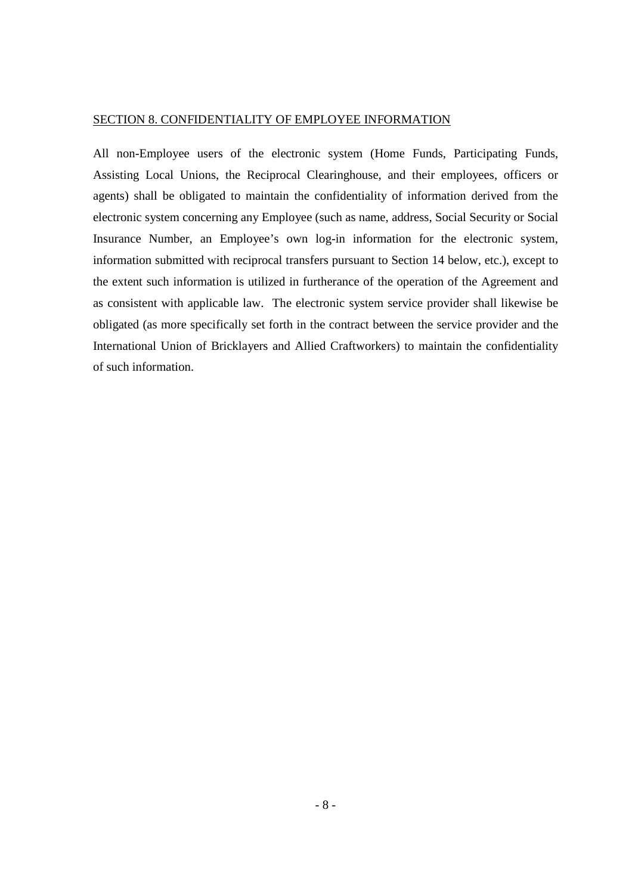## SECTION 8. CONFIDENTIALITY OF EMPLOYEE INFORMATION

All non-Employee users of the electronic system (Home Funds, Participating Funds, Assisting Local Unions, the Reciprocal Clearinghouse, and their employees, officers or agents) shall be obligated to maintain the confidentiality of information derived from the electronic system concerning any Employee (such as name, address, Social Security or Social Insurance Number, an Employee's own log-in information for the electronic system, information submitted with reciprocal transfers pursuant to Section 14 below, etc.), except to the extent such information is utilized in furtherance of the operation of the Agreement and as consistent with applicable law. The electronic system service provider shall likewise be obligated (as more specifically set forth in the contract between the service provider and the International Union of Bricklayers and Allied Craftworkers) to maintain the confidentiality of such information.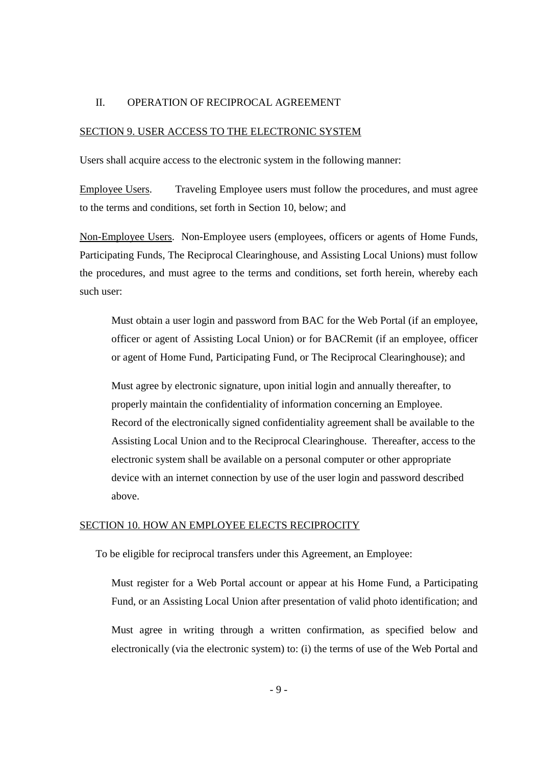## II. OPERATION OF RECIPROCAL AGREEMENT

### SECTION 9. USER ACCESS TO THE ELECTRONIC SYSTEM

Users shall acquire access to the electronic system in the following manner:

Employee Users. Traveling Employee users must follow the procedures, and must agree to the terms and conditions, set forth in Section 10, below; and

Non-Employee Users. Non-Employee users (employees, officers or agents of Home Funds, Participating Funds, The Reciprocal Clearinghouse, and Assisting Local Unions) must follow the procedures, and must agree to the terms and conditions, set forth herein, whereby each such user:

> Must obtain a user login and password from BAC for the Web Portal (if an employee, officer or agent of Assisting Local Union) or for BACRemit (if an employee, officer or agent of Home Fund, Participating Fund, or The Reciprocal Clearinghouse); and
>
> Must agree by electronic signature, upon initial login and annually thereafter, to properly maintain the confidentiality of information concerning an Employee. Record of the electronically signed confidentiality agreement shall be available to the Assisting Local Union and to the Reciprocal Clearinghouse. Thereafter, access to the electronic system shall be available on a personal computer or other appropriate device with an internet connection by use of the user login and password described above.

### SECTION 10. HOW AN EMPLOYEE ELECTS RECIPROCITY

To be eligible for reciprocal transfers under this Agreement, an Employee:

> Must register for a Web Portal account or appear at his Home Fund, a Participating Fund, or an Assisting Local Union after presentation of valid photo identification; and
>
> Must agree in writing through a written confirmation, as specified below and electronically (via the electronic system) to: (i) the terms of use of the Web Portal and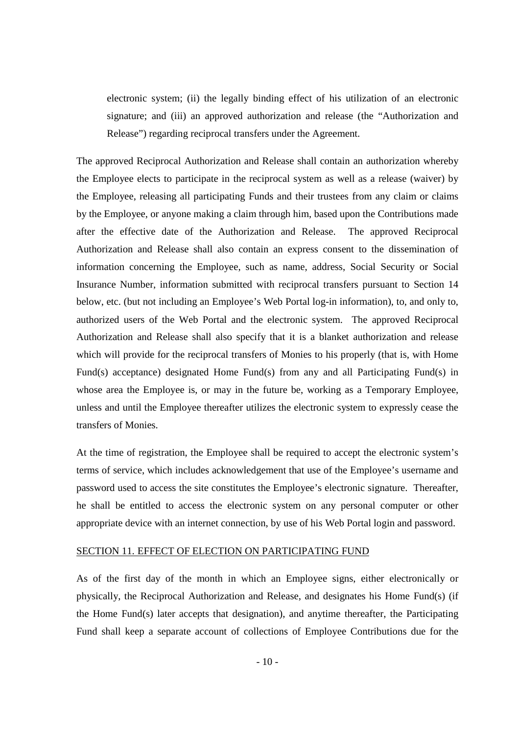electronic system; (ii) the legally binding effect of his utilization of an electronic signature; and (iii) an approved authorization and release (the "Authorization and Release") regarding reciprocal transfers under the Agreement.

The approved Reciprocal Authorization and Release shall contain an authorization whereby the Employee elects to participate in the reciprocal system as well as a release (waiver) by the Employee, releasing all participating Funds and their trustees from any claim or claims by the Employee, or anyone making a claim through him, based upon the Contributions made after the effective date of the Authorization and Release. The approved Reciprocal Authorization and Release shall also contain an express consent to the dissemination of information concerning the Employee, such as name, address, Social Security or Social Insurance Number, information submitted with reciprocal transfers pursuant to Section 14 below, etc. (but not including an Employee's Web Portal log-in information), to, and only to, authorized users of the Web Portal and the electronic system. The approved Reciprocal Authorization and Release shall also specify that it is a blanket authorization and release which will provide for the reciprocal transfers of Monies to his properly (that is, with Home Fund(s) acceptance) designated Home Fund(s) from any and all Participating Fund(s) in whose area the Employee is, or may in the future be, working as a Temporary Employee, unless and until the Employee thereafter utilizes the electronic system to expressly cease the transfers of Monies.

At the time of registration, the Employee shall be required to accept the electronic system's terms of service, which includes acknowledgement that use of the Employee's username and password used to access the site constitutes the Employee's electronic signature. Thereafter, he shall be entitled to access the electronic system on any personal computer or other appropriate device with an internet connection, by use of his Web Portal login and password.

## SECTION 11. EFFECT OF ELECTION ON PARTICIPATING FUND

As of the first day of the month in which an Employee signs, either electronically or physically, the Reciprocal Authorization and Release, and designates his Home Fund(s) (if the Home Fund(s) later accepts that designation), and anytime thereafter, the Participating Fund shall keep a separate account of collections of Employee Contributions due for the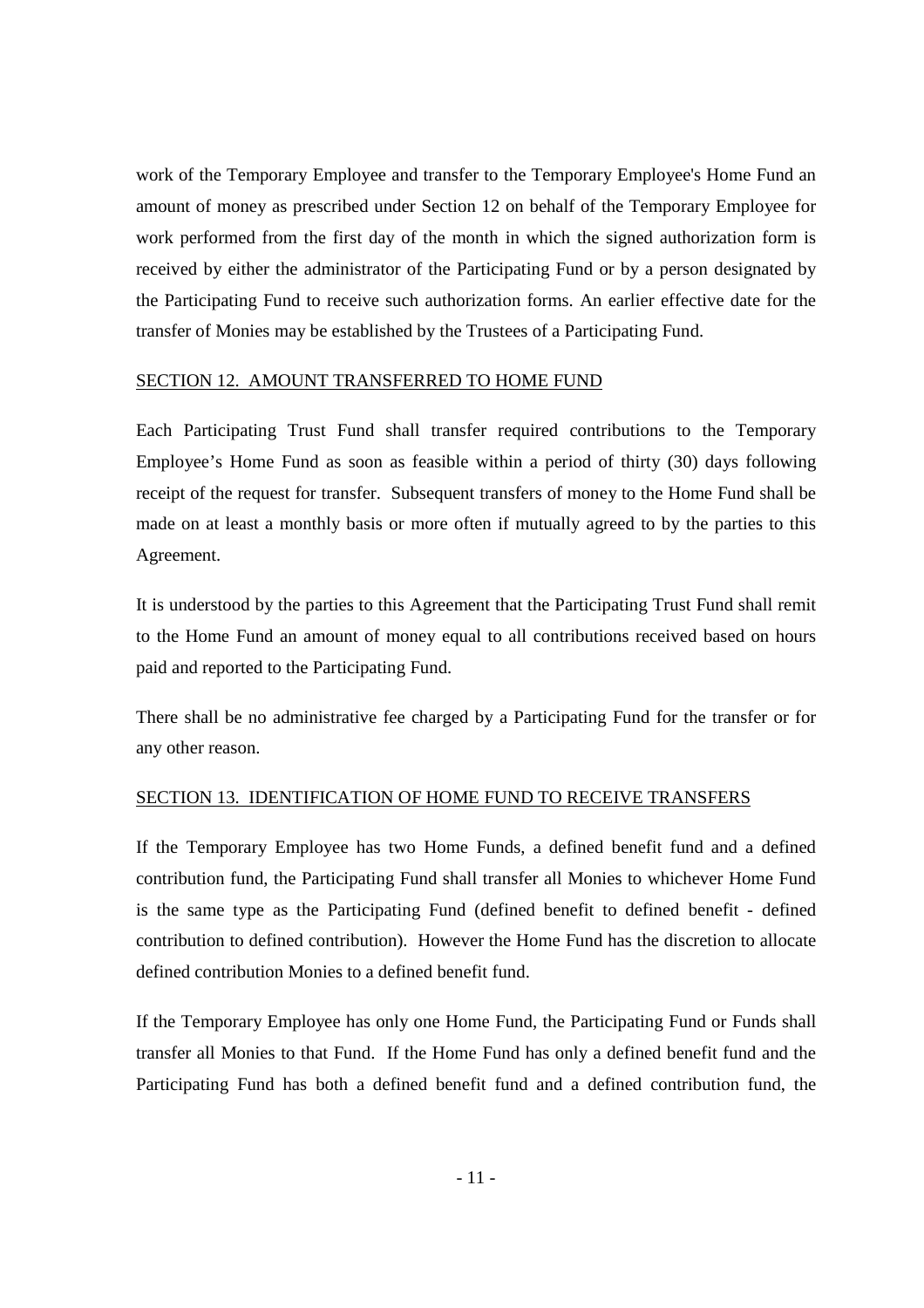work of the Temporary Employee and transfer to the Temporary Employee's Home Fund an amount of money as prescribed under Section 12 on behalf of the Temporary Employee for work performed from the first day of the month in which the signed authorization form is received by either the administrator of the Participating Fund or by a person designated by the Participating Fund to receive such authorization forms. An earlier effective date for the transfer of Monies may be established by the Trustees of a Participating Fund.

## SECTION 12. AMOUNT TRANSFERRED TO HOME FUND

Each Participating Trust Fund shall transfer required contributions to the Temporary Employee's Home Fund as soon as feasible within a period of thirty (30) days following receipt of the request for transfer. Subsequent transfers of money to the Home Fund shall be made on at least a monthly basis or more often if mutually agreed to by the parties to this Agreement.

It is understood by the parties to this Agreement that the Participating Trust Fund shall remit to the Home Fund an amount of money equal to all contributions received based on hours paid and reported to the Participating Fund.

There shall be no administrative fee charged by a Participating Fund for the transfer or for any other reason.

## SECTION 13. IDENTIFICATION OF HOME FUND TO RECEIVE TRANSFERS

If the Temporary Employee has two Home Funds, a defined benefit fund and a defined contribution fund, the Participating Fund shall transfer all Monies to whichever Home Fund is the same type as the Participating Fund (defined benefit to defined benefit - defined contribution to defined contribution). However the Home Fund has the discretion to allocate defined contribution Monies to a defined benefit fund.

If the Temporary Employee has only one Home Fund, the Participating Fund or Funds shall transfer all Monies to that Fund. If the Home Fund has only a defined benefit fund and the Participating Fund has both a defined benefit fund and a defined contribution fund, the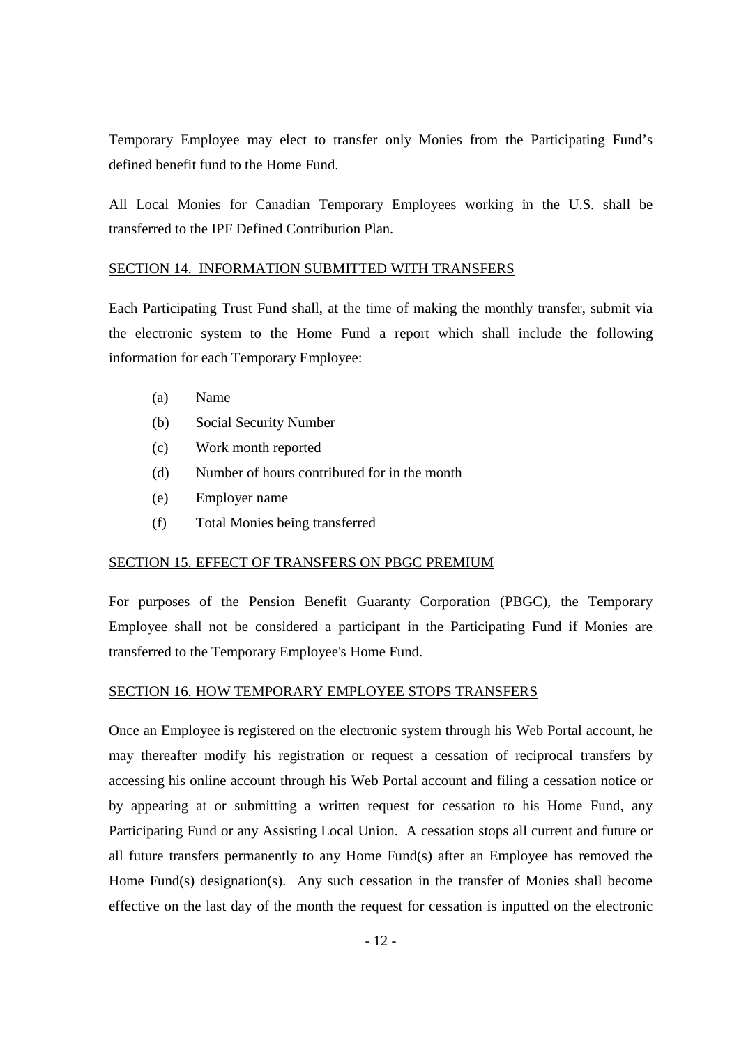Temporary Employee may elect to transfer only Monies from the Participating Fund's defined benefit fund to the Home Fund.

All Local Monies for Canadian Temporary Employees working in the U.S. shall be transferred to the IPF Defined Contribution Plan.

## SECTION 14. INFORMATION SUBMITTED WITH TRANSFERS

Each Participating Trust Fund shall, at the time of making the monthly transfer, submit via the electronic system to the Home Fund a report which shall include the following information for each Temporary Employee:

(a) Name

(b) Social Security Number

(c) Work month reported

(d) Number of hours contributed for in the month

(e) Employer name

(f) Total Monies being transferred

## SECTION 15. EFFECT OF TRANSFERS ON PBGC PREMIUM

For purposes of the Pension Benefit Guaranty Corporation (PBGC), the Temporary Employee shall not be considered a participant in the Participating Fund if Monies are transferred to the Temporary Employee's Home Fund.

## SECTION 16. HOW TEMPORARY EMPLOYEE STOPS TRANSFERS

Once an Employee is registered on the electronic system through his Web Portal account, he may thereafter modify his registration or request a cessation of reciprocal transfers by accessing his online account through his Web Portal account and filing a cessation notice or by appearing at or submitting a written request for cessation to his Home Fund, any Participating Fund or any Assisting Local Union. A cessation stops all current and future or all future transfers permanently to any Home Fund(s) after an Employee has removed the Home Fund(s) designation(s). Any such cessation in the transfer of Monies shall become effective on the last day of the month the request for cessation is inputted on the electronic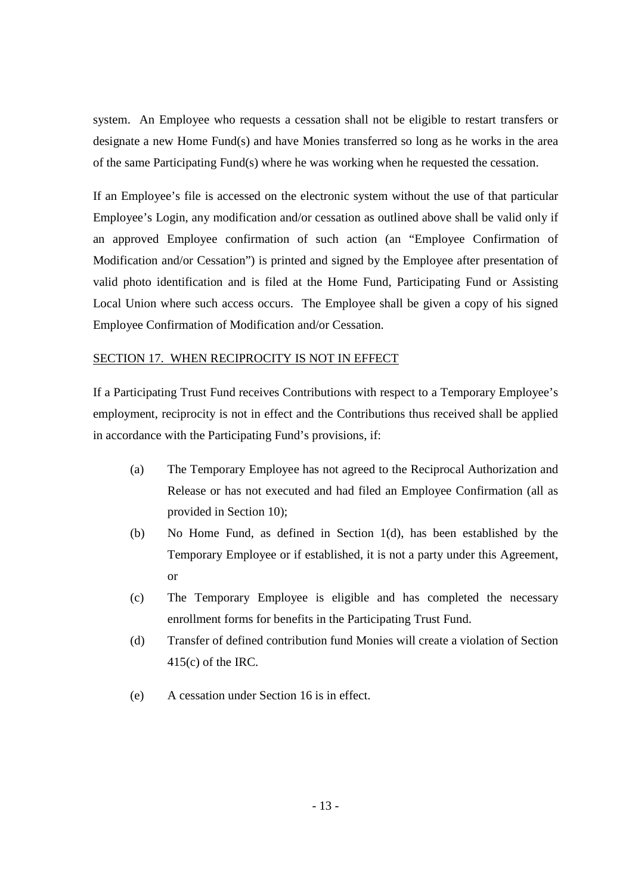system. An Employee who requests a cessation shall not be eligible to restart transfers or designate a new Home Fund(s) and have Monies transferred so long as he works in the area of the same Participating Fund(s) where he was working when he requested the cessation.

If an Employee's file is accessed on the electronic system without the use of that particular Employee's Login, any modification and/or cessation as outlined above shall be valid only if an approved Employee confirmation of such action (an "Employee Confirmation of Modification and/or Cessation") is printed and signed by the Employee after presentation of valid photo identification and is filed at the Home Fund, Participating Fund or Assisting Local Union where such access occurs. The Employee shall be given a copy of his signed Employee Confirmation of Modification and/or Cessation.

<u>SECTION 17. WHEN RECIPROCITY IS NOT IN EFFECT</u>

If a Participating Trust Fund receives Contributions with respect to a Temporary Employee's employment, reciprocity is not in effect and the Contributions thus received shall be applied in accordance with the Participating Fund's provisions, if:

(a) The Temporary Employee has not agreed to the Reciprocal Authorization and Release or has not executed and had filed an Employee Confirmation (all as provided in Section 10);

(b) No Home Fund, as defined in Section 1(d), has been established by the Temporary Employee or if established, it is not a party under this Agreement, or

(c) The Temporary Employee is eligible and has completed the necessary enrollment forms for benefits in the Participating Trust Fund.

(d) Transfer of defined contribution fund Monies will create a violation of Section 415(c) of the IRC.

(e) A cessation under Section 16 is in effect.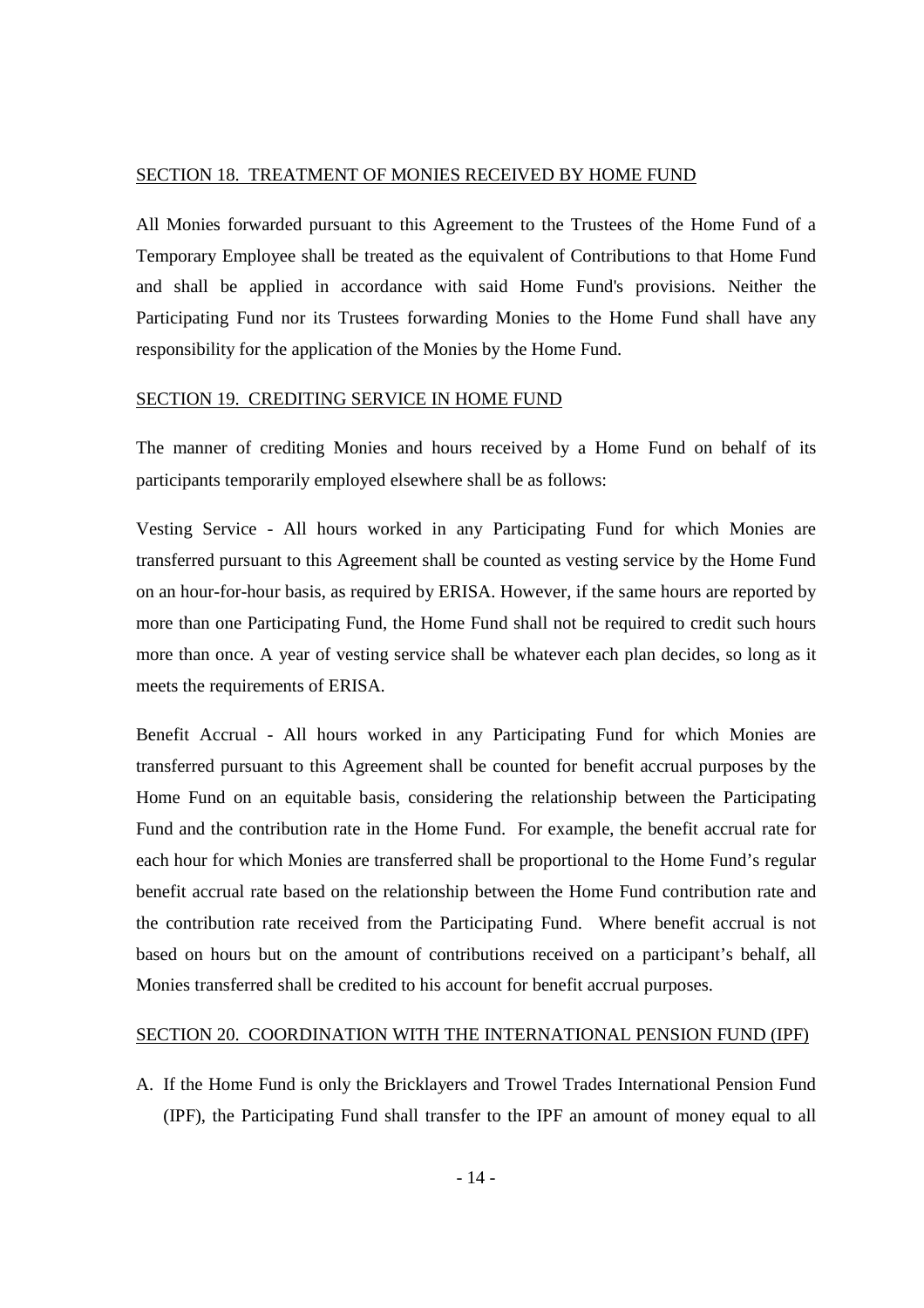## SECTION 18. TREATMENT OF MONIES RECEIVED BY HOME FUND

All Monies forwarded pursuant to this Agreement to the Trustees of the Home Fund of a Temporary Employee shall be treated as the equivalent of Contributions to that Home Fund and shall be applied in accordance with said Home Fund's provisions. Neither the Participating Fund nor its Trustees forwarding Monies to the Home Fund shall have any responsibility for the application of the Monies by the Home Fund.

## SECTION 19. CREDITING SERVICE IN HOME FUND

The manner of crediting Monies and hours received by a Home Fund on behalf of its participants temporarily employed elsewhere shall be as follows:

Vesting Service - All hours worked in any Participating Fund for which Monies are transferred pursuant to this Agreement shall be counted as vesting service by the Home Fund on an hour-for-hour basis, as required by ERISA. However, if the same hours are reported by more than one Participating Fund, the Home Fund shall not be required to credit such hours more than once. A year of vesting service shall be whatever each plan decides, so long as it meets the requirements of ERISA.

Benefit Accrual - All hours worked in any Participating Fund for which Monies are transferred pursuant to this Agreement shall be counted for benefit accrual purposes by the Home Fund on an equitable basis, considering the relationship between the Participating Fund and the contribution rate in the Home Fund. For example, the benefit accrual rate for each hour for which Monies are transferred shall be proportional to the Home Fund's regular benefit accrual rate based on the relationship between the Home Fund contribution rate and the contribution rate received from the Participating Fund. Where benefit accrual is not based on hours but on the amount of contributions received on a participant's behalf, all Monies transferred shall be credited to his account for benefit accrual purposes.

## SECTION 20. COORDINATION WITH THE INTERNATIONAL PENSION FUND (IPF)

A. If the Home Fund is only the Bricklayers and Trowel Trades International Pension Fund (IPF), the Participating Fund shall transfer to the IPF an amount of money equal to all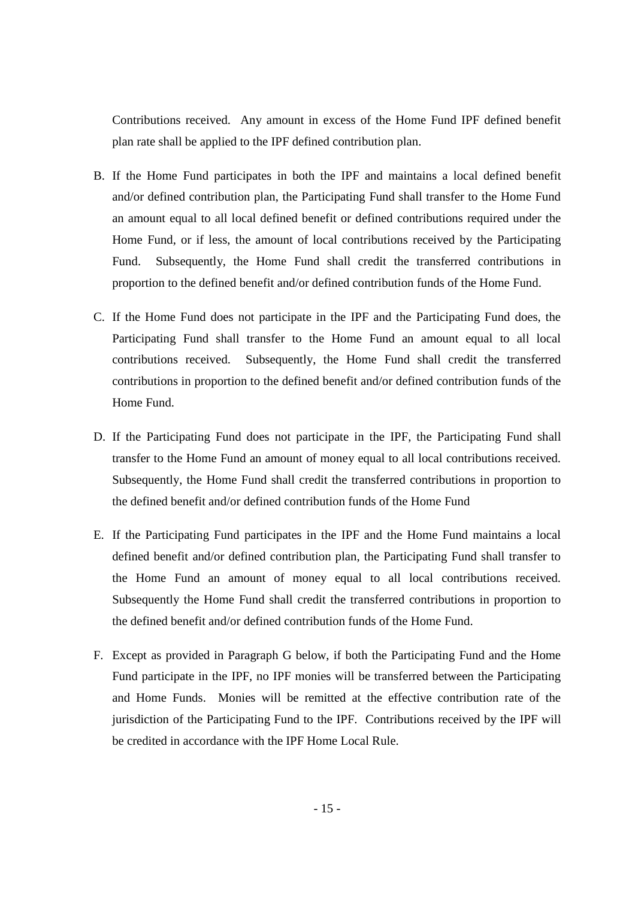Contributions received. Any amount in excess of the Home Fund IPF defined benefit plan rate shall be applied to the IPF defined contribution plan.

B. If the Home Fund participates in both the IPF and maintains a local defined benefit and/or defined contribution plan, the Participating Fund shall transfer to the Home Fund an amount equal to all local defined benefit or defined contributions required under the Home Fund, or if less, the amount of local contributions received by the Participating Fund. Subsequently, the Home Fund shall credit the transferred contributions in proportion to the defined benefit and/or defined contribution funds of the Home Fund.

C. If the Home Fund does not participate in the IPF and the Participating Fund does, the Participating Fund shall transfer to the Home Fund an amount equal to all local contributions received. Subsequently, the Home Fund shall credit the transferred contributions in proportion to the defined benefit and/or defined contribution funds of the Home Fund.

D. If the Participating Fund does not participate in the IPF, the Participating Fund shall transfer to the Home Fund an amount of money equal to all local contributions received. Subsequently, the Home Fund shall credit the transferred contributions in proportion to the defined benefit and/or defined contribution funds of the Home Fund

E. If the Participating Fund participates in the IPF and the Home Fund maintains a local defined benefit and/or defined contribution plan, the Participating Fund shall transfer to the Home Fund an amount of money equal to all local contributions received. Subsequently the Home Fund shall credit the transferred contributions in proportion to the defined benefit and/or defined contribution funds of the Home Fund.

F. Except as provided in Paragraph G below, if both the Participating Fund and the Home Fund participate in the IPF, no IPF monies will be transferred between the Participating and Home Funds. Monies will be remitted at the effective contribution rate of the jurisdiction of the Participating Fund to the IPF. Contributions received by the IPF will be credited in accordance with the IPF Home Local Rule.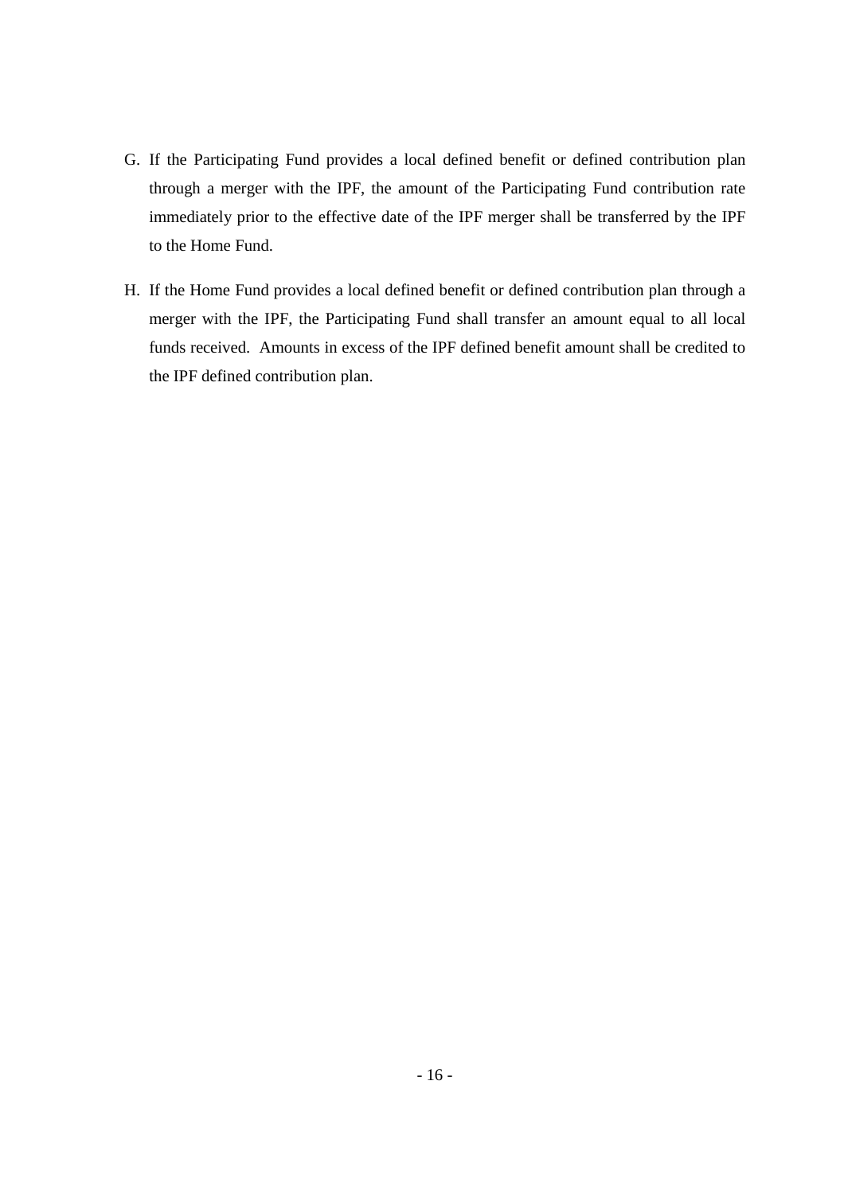G. If the Participating Fund provides a local defined benefit or defined contribution plan through a merger with the IPF, the amount of the Participating Fund contribution rate immediately prior to the effective date of the IPF merger shall be transferred by the IPF to the Home Fund.

H. If the Home Fund provides a local defined benefit or defined contribution plan through a merger with the IPF, the Participating Fund shall transfer an amount equal to all local funds received. Amounts in excess of the IPF defined benefit amount shall be credited to the IPF defined contribution plan.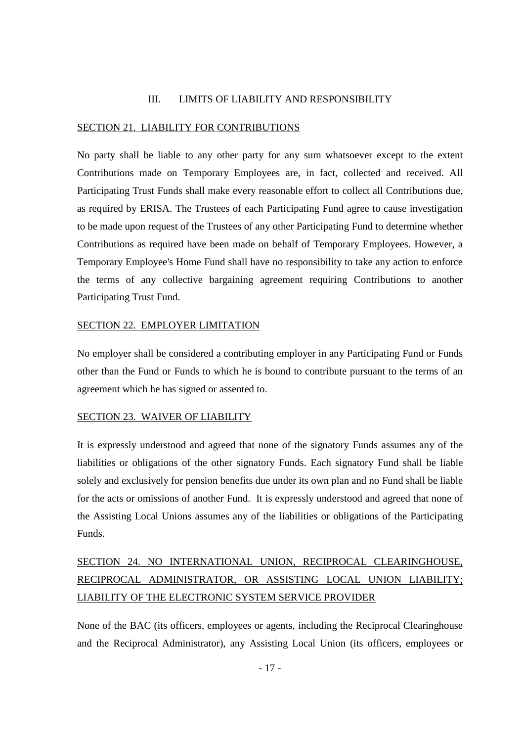## III. LIMITS OF LIABILITY AND RESPONSIBILITY

### SECTION 21. LIABILITY FOR CONTRIBUTIONS

No party shall be liable to any other party for any sum whatsoever except to the extent Contributions made on Temporary Employees are, in fact, collected and received. All Participating Trust Funds shall make every reasonable effort to collect all Contributions due, as required by ERISA. The Trustees of each Participating Fund agree to cause investigation to be made upon request of the Trustees of any other Participating Fund to determine whether Contributions as required have been made on behalf of Temporary Employees. However, a Temporary Employee's Home Fund shall have no responsibility to take any action to enforce the terms of any collective bargaining agreement requiring Contributions to another Participating Trust Fund.

### SECTION 22. EMPLOYER LIMITATION

No employer shall be considered a contributing employer in any Participating Fund or Funds other than the Fund or Funds to which he is bound to contribute pursuant to the terms of an agreement which he has signed or assented to.

### SECTION 23. WAIVER OF LIABILITY

It is expressly understood and agreed that none of the signatory Funds assumes any of the liabilities or obligations of the other signatory Funds. Each signatory Fund shall be liable solely and exclusively for pension benefits due under its own plan and no Fund shall be liable for the acts or omissions of another Fund. It is expressly understood and agreed that none of the Assisting Local Unions assumes any of the liabilities or obligations of the Participating Funds.

### SECTION 24. NO INTERNATIONAL UNION, RECIPROCAL CLEARINGHOUSE, RECIPROCAL ADMINISTRATOR, OR ASSISTING LOCAL UNION LIABILITY; LIABILITY OF THE ELECTRONIC SYSTEM SERVICE PROVIDER

None of the BAC (its officers, employees or agents, including the Reciprocal Clearinghouse and the Reciprocal Administrator), any Assisting Local Union (its officers, employees or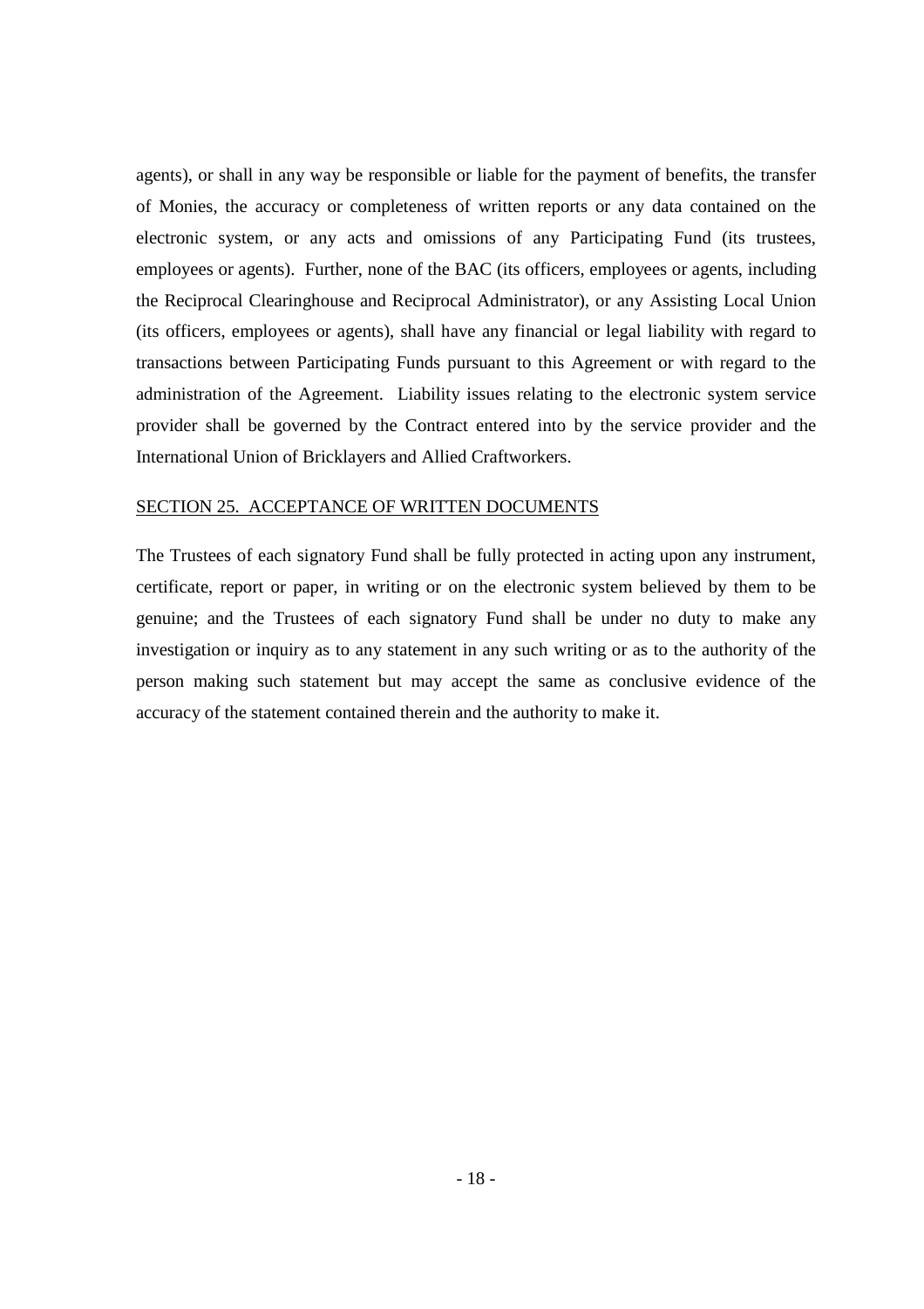agents), or shall in any way be responsible or liable for the payment of benefits, the transfer of Monies, the accuracy or completeness of written reports or any data contained on the electronic system, or any acts and omissions of any Participating Fund (its trustees, employees or agents). Further, none of the BAC (its officers, employees or agents, including the Reciprocal Clearinghouse and Reciprocal Administrator), or any Assisting Local Union (its officers, employees or agents), shall have any financial or legal liability with regard to transactions between Participating Funds pursuant to this Agreement or with regard to the administration of the Agreement. Liability issues relating to the electronic system service provider shall be governed by the Contract entered into by the service provider and the International Union of Bricklayers and Allied Craftworkers.

## SECTION 25. ACCEPTANCE OF WRITTEN DOCUMENTS

The Trustees of each signatory Fund shall be fully protected in acting upon any instrument, certificate, report or paper, in writing or on the electronic system believed by them to be genuine; and the Trustees of each signatory Fund shall be under no duty to make any investigation or inquiry as to any statement in any such writing or as to the authority of the person making such statement but may accept the same as conclusive evidence of the accuracy of the statement contained therein and the authority to make it.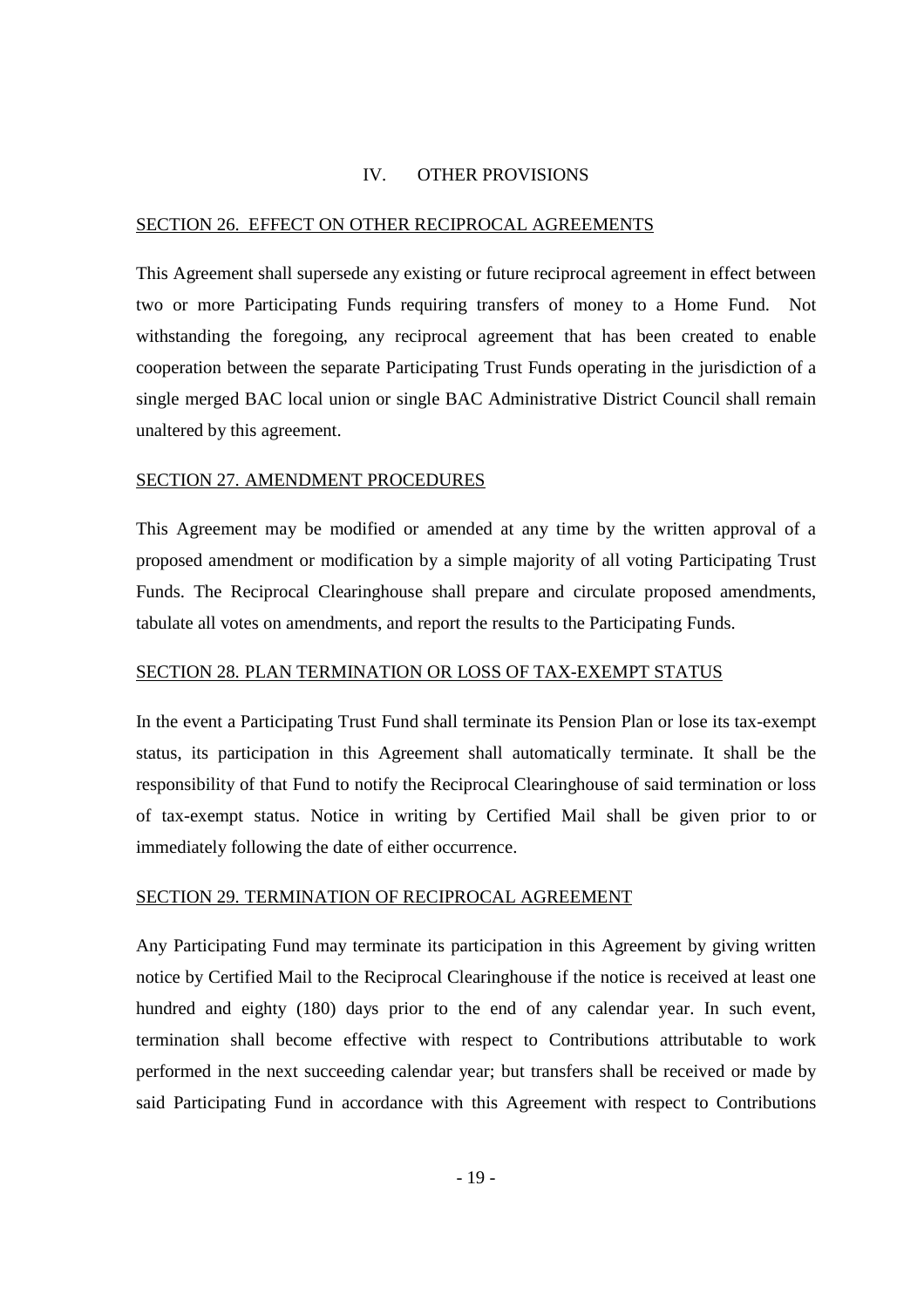## IV. OTHER PROVISIONS

### SECTION 26. EFFECT ON OTHER RECIPROCAL AGREEMENTS

This Agreement shall supersede any existing or future reciprocal agreement in effect between two or more Participating Funds requiring transfers of money to a Home Fund. Not withstanding the foregoing, any reciprocal agreement that has been created to enable cooperation between the separate Participating Trust Funds operating in the jurisdiction of a single merged BAC local union or single BAC Administrative District Council shall remain unaltered by this agreement.

### SECTION 27. AMENDMENT PROCEDURES

This Agreement may be modified or amended at any time by the written approval of a proposed amendment or modification by a simple majority of all voting Participating Trust Funds. The Reciprocal Clearinghouse shall prepare and circulate proposed amendments, tabulate all votes on amendments, and report the results to the Participating Funds.

### SECTION 28. PLAN TERMINATION OR LOSS OF TAX-EXEMPT STATUS

In the event a Participating Trust Fund shall terminate its Pension Plan or lose its tax-exempt status, its participation in this Agreement shall automatically terminate. It shall be the responsibility of that Fund to notify the Reciprocal Clearinghouse of said termination or loss of tax-exempt status. Notice in writing by Certified Mail shall be given prior to or immediately following the date of either occurrence.

### SECTION 29. TERMINATION OF RECIPROCAL AGREEMENT

Any Participating Fund may terminate its participation in this Agreement by giving written notice by Certified Mail to the Reciprocal Clearinghouse if the notice is received at least one hundred and eighty (180) days prior to the end of any calendar year. In such event, termination shall become effective with respect to Contributions attributable to work performed in the next succeeding calendar year; but transfers shall be received or made by said Participating Fund in accordance with this Agreement with respect to Contributions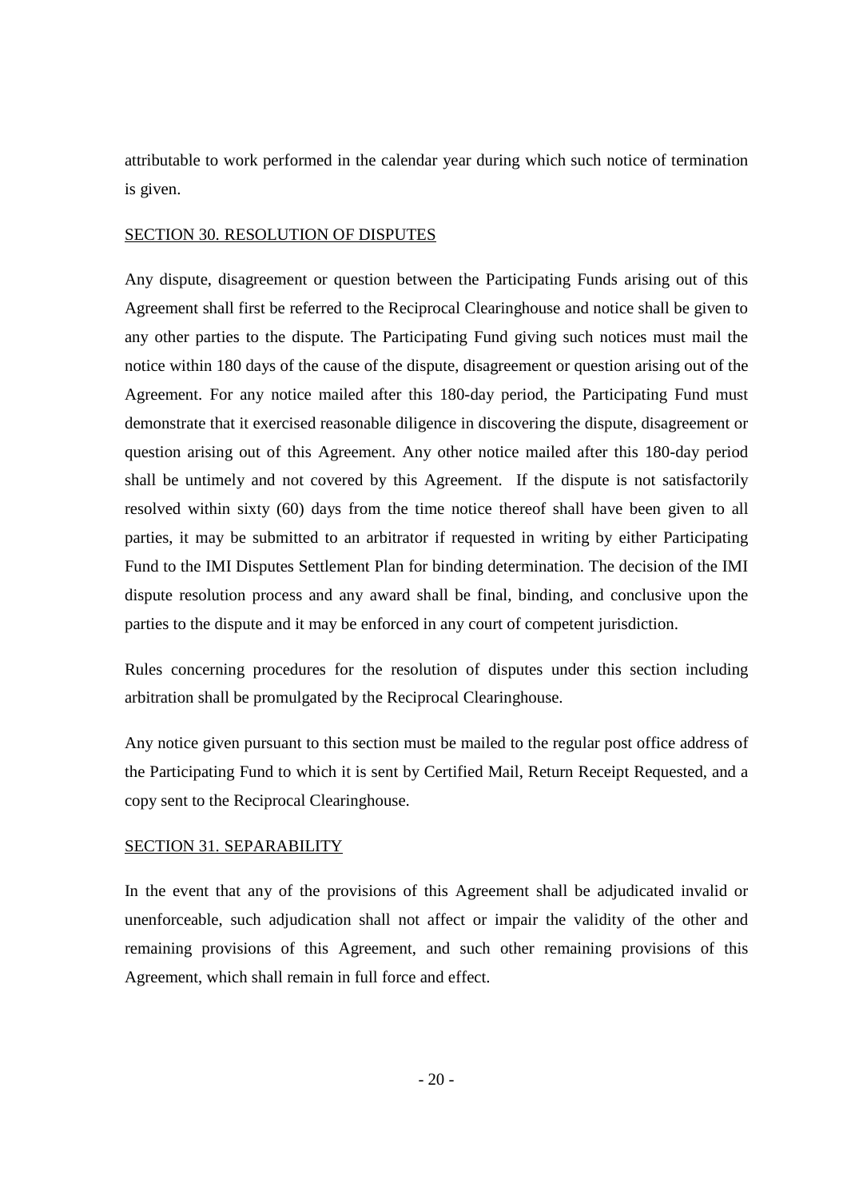attributable to work performed in the calendar year during which such notice of termination is given.

## SECTION 30. RESOLUTION OF DISPUTES

Any dispute, disagreement or question between the Participating Funds arising out of this Agreement shall first be referred to the Reciprocal Clearinghouse and notice shall be given to any other parties to the dispute. The Participating Fund giving such notices must mail the notice within 180 days of the cause of the dispute, disagreement or question arising out of the Agreement. For any notice mailed after this 180-day period, the Participating Fund must demonstrate that it exercised reasonable diligence in discovering the dispute, disagreement or question arising out of this Agreement. Any other notice mailed after this 180-day period shall be untimely and not covered by this Agreement. If the dispute is not satisfactorily resolved within sixty (60) days from the time notice thereof shall have been given to all parties, it may be submitted to an arbitrator if requested in writing by either Participating Fund to the IMI Disputes Settlement Plan for binding determination. The decision of the IMI dispute resolution process and any award shall be final, binding, and conclusive upon the parties to the dispute and it may be enforced in any court of competent jurisdiction.

Rules concerning procedures for the resolution of disputes under this section including arbitration shall be promulgated by the Reciprocal Clearinghouse.

Any notice given pursuant to this section must be mailed to the regular post office address of the Participating Fund to which it is sent by Certified Mail, Return Receipt Requested, and a copy sent to the Reciprocal Clearinghouse.

## SECTION 31. SEPARABILITY

In the event that any of the provisions of this Agreement shall be adjudicated invalid or unenforceable, such adjudication shall not affect or impair the validity of the other and remaining provisions of this Agreement, and such other remaining provisions of this Agreement, which shall remain in full force and effect.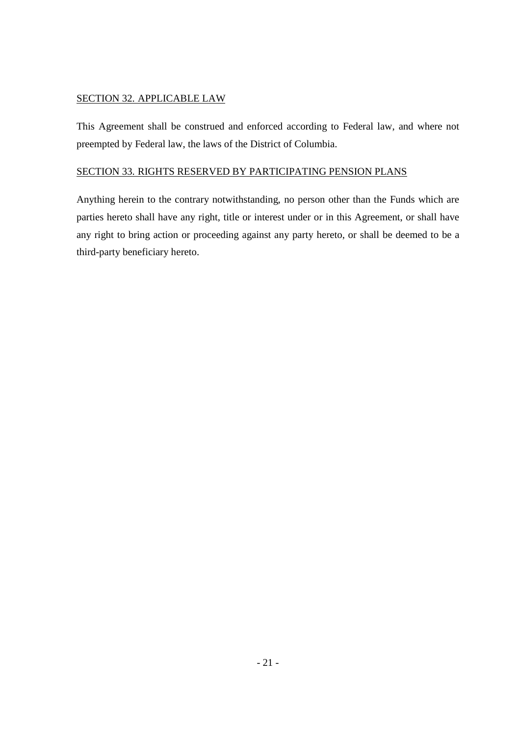## SECTION 32. APPLICABLE LAW

This Agreement shall be construed and enforced according to Federal law, and where not preempted by Federal law, the laws of the District of Columbia.

## SECTION 33. RIGHTS RESERVED BY PARTICIPATING PENSION PLANS

Anything herein to the contrary notwithstanding, no person other than the Funds which are parties hereto shall have any right, title or interest under or in this Agreement, or shall have any right to bring action or proceeding against any party hereto, or shall be deemed to be a third-party beneficiary hereto.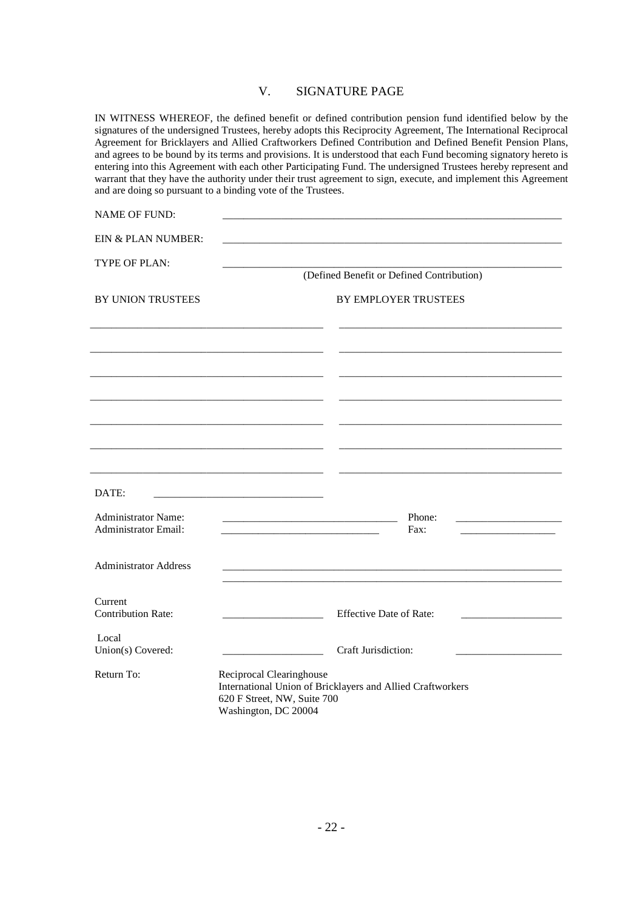## V. SIGNATURE PAGE

IN WITNESS WHEREOF, the defined benefit or defined contribution pension fund identified below by the signatures of the undersigned Trustees, hereby adopts this Reciprocity Agreement, The International Reciprocal Agreement for Bricklayers and Allied Craftworkers Defined Contribution and Defined Benefit Pension Plans, and agrees to be bound by its terms and provisions. It is understood that each Fund becoming signatory hereto is entering into this Agreement with each other Participating Fund. The undersigned Trustees hereby represent and warrant that they have the authority under their trust agreement to sign, execute, and implement this Agreement and are doing so pursuant to a binding vote of the Trustees.

NAME OF FUND: ______________________________________________

EIN & PLAN NUMBER: ______________________________________________

TYPE OF PLAN: ______________________________________________
(Defined Benefit or Defined Contribution)

| BY UNION TRUSTEES | BY EMPLOYER TRUSTEES |
|---|---|
| ______________________________ | ______________________________ |
| ______________________________ | ______________________________ |
| ______________________________ | ______________________________ |
| ______________________________ | ______________________________ |
| ______________________________ | ______________________________ |
| ______________________________ | ______________________________ |
| ______________________________ | ______________________________ |

DATE: ______________________________

Administrator Name: ______________________________ Phone: ____________________
Administrator Email: ______________________________ Fax: ____________________

Administrator Address ______________________________________________
______________________________________________

Current Contribution Rate: ____________________ Effective Date of Rate: ____________________

Local Union(s) Covered: ____________________ Craft Jurisdiction: ____________________

Return To: Reciprocal Clearinghouse
International Union of Bricklayers and Allied Craftworkers
620 F Street, NW, Suite 700
Washington, DC 20004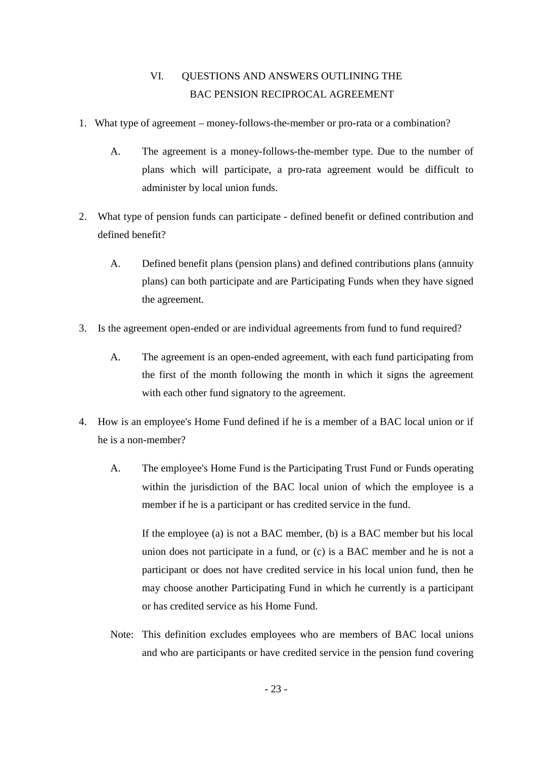## VI. QUESTIONS AND ANSWERS OUTLINING THE BAC PENSION RECIPROCAL AGREEMENT

1. What type of agreement – money-follows-the-member or pro-rata or a combination?

   A. The agreement is a money-follows-the-member type. Due to the number of plans which will participate, a pro-rata agreement would be difficult to administer by local union funds.

2. What type of pension funds can participate - defined benefit or defined contribution and defined benefit?

   A. Defined benefit plans (pension plans) and defined contributions plans (annuity plans) can both participate and are Participating Funds when they have signed the agreement.

3. Is the agreement open-ended or are individual agreements from fund to fund required?

   A. The agreement is an open-ended agreement, with each fund participating from the first of the month following the month in which it signs the agreement with each other fund signatory to the agreement.

4. How is an employee's Home Fund defined if he is a member of a BAC local union or if he is a non-member?

   A. The employee's Home Fund is the Participating Trust Fund or Funds operating within the jurisdiction of the BAC local union of which the employee is a member if he is a participant or has credited service in the fund.

   If the employee (a) is not a BAC member, (b) is a BAC member but his local union does not participate in a fund, or (c) is a BAC member and he is not a participant or does not have credited service in his local union fund, then he may choose another Participating Fund in which he currently is a participant or has credited service as his Home Fund.

   Note: This definition excludes employees who are members of BAC local unions and who are participants or have credited service in the pension fund covering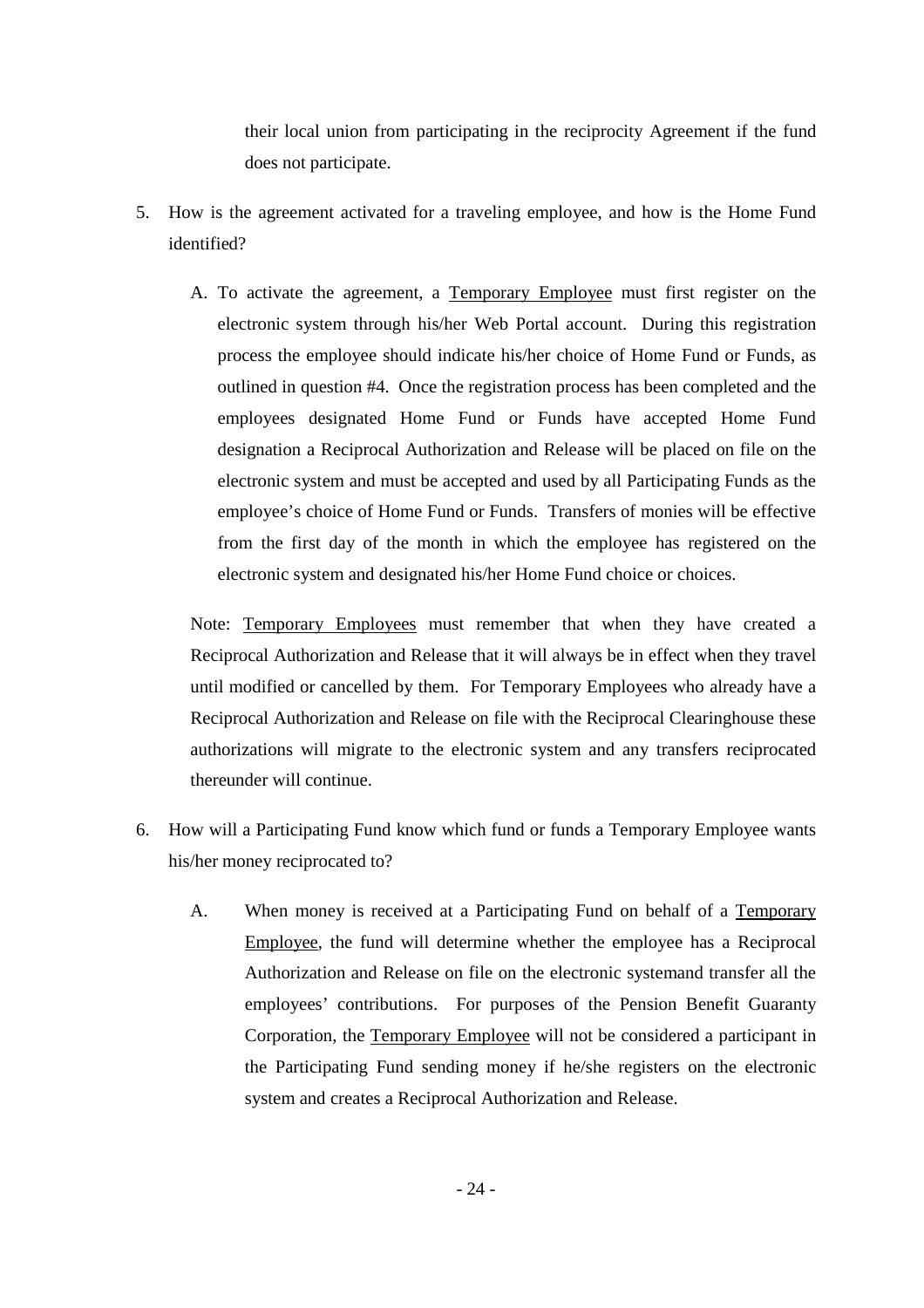their local union from participating in the reciprocity Agreement if the fund does not participate.

5. How is the agreement activated for a traveling employee, and how is the Home Fund identified?

   A. To activate the agreement, a <u>Temporary Employee</u> must first register on the electronic system through his/her Web Portal account. During this registration process the employee should indicate his/her choice of Home Fund or Funds, as outlined in question #4. Once the registration process has been completed and the employees designated Home Fund or Funds have accepted Home Fund designation a Reciprocal Authorization and Release will be placed on file on the electronic system and must be accepted and used by all Participating Funds as the employee's choice of Home Fund or Funds. Transfers of monies will be effective from the first day of the month in which the employee has registered on the electronic system and designated his/her Home Fund choice or choices.

   Note: <u>Temporary Employees</u> must remember that when they have created a Reciprocal Authorization and Release that it will always be in effect when they travel until modified or cancelled by them. For Temporary Employees who already have a Reciprocal Authorization and Release on file with the Reciprocal Clearinghouse these authorizations will migrate to the electronic system and any transfers reciprocated thereunder will continue.

6. How will a Participating Fund know which fund or funds a Temporary Employee wants his/her money reciprocated to?

   A. When money is received at a Participating Fund on behalf of a <u>Temporary Employee</u>, the fund will determine whether the employee has a Reciprocal Authorization and Release on file on the electronic systemand transfer all the employees' contributions. For purposes of the Pension Benefit Guaranty Corporation, the <u>Temporary Employee</u> will not be considered a participant in the Participating Fund sending money if he/she registers on the electronic system and creates a Reciprocal Authorization and Release.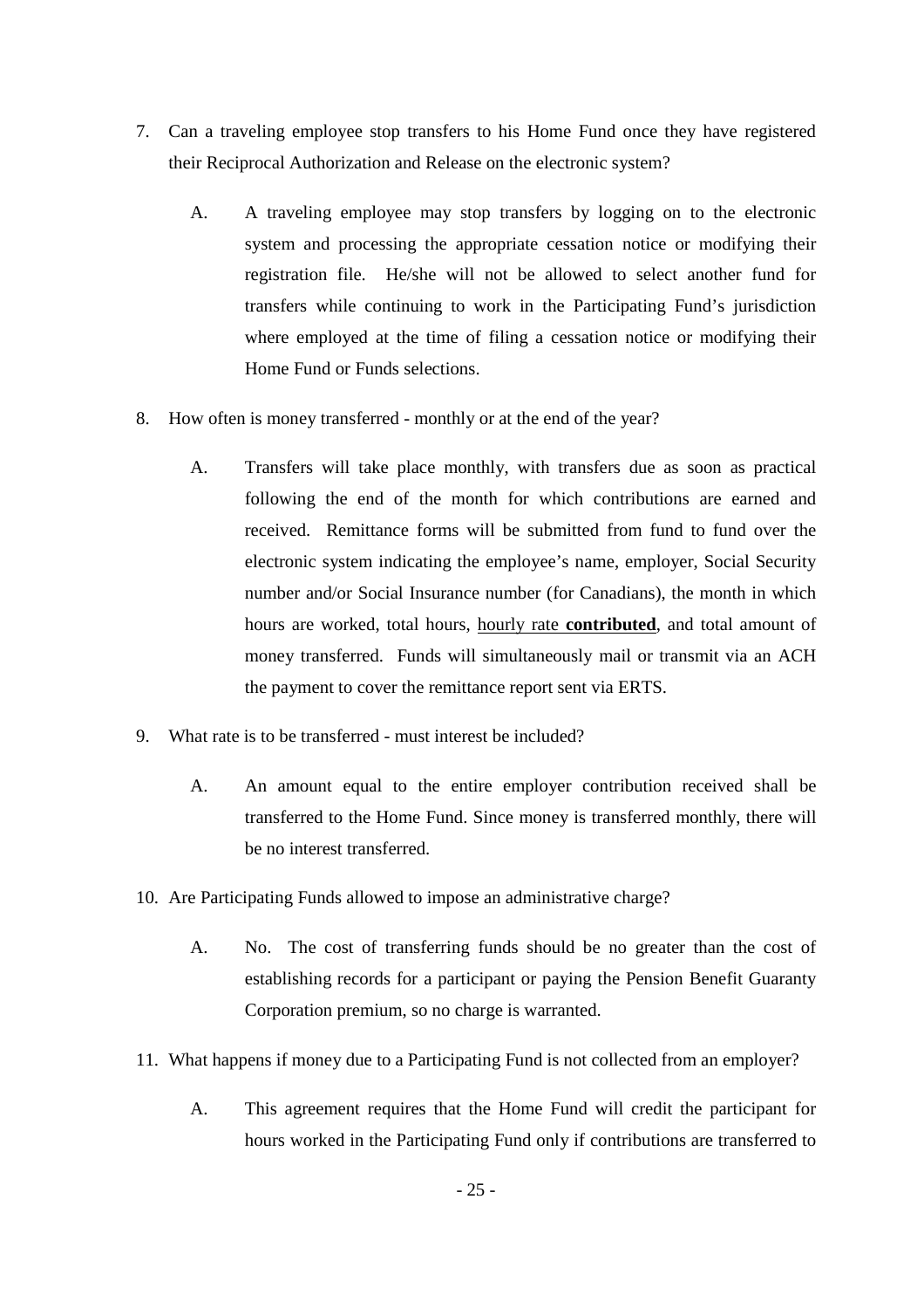7. Can a traveling employee stop transfers to his Home Fund once they have registered their Reciprocal Authorization and Release on the electronic system?

    A. A traveling employee may stop transfers by logging on to the electronic system and processing the appropriate cessation notice or modifying their registration file. He/she will not be allowed to select another fund for transfers while continuing to work in the Participating Fund's jurisdiction where employed at the time of filing a cessation notice or modifying their Home Fund or Funds selections.

8. How often is money transferred - monthly or at the end of the year?

    A. Transfers will take place monthly, with transfers due as soon as practical following the end of the month for which contributions are earned and received. Remittance forms will be submitted from fund to fund over the electronic system indicating the employee's name, employer, Social Security number and/or Social Insurance number (for Canadians), the month in which hours are worked, total hours, <u>hourly rate **contributed**</u>, and total amount of money transferred. Funds will simultaneously mail or transmit via an ACH the payment to cover the remittance report sent via ERTS.

9. What rate is to be transferred - must interest be included?

    A. An amount equal to the entire employer contribution received shall be transferred to the Home Fund. Since money is transferred monthly, there will be no interest transferred.

10. Are Participating Funds allowed to impose an administrative charge?

    A. No. The cost of transferring funds should be no greater than the cost of establishing records for a participant or paying the Pension Benefit Guaranty Corporation premium, so no charge is warranted.

11. What happens if money due to a Participating Fund is not collected from an employer?

    A. This agreement requires that the Home Fund will credit the participant for hours worked in the Participating Fund only if contributions are transferred to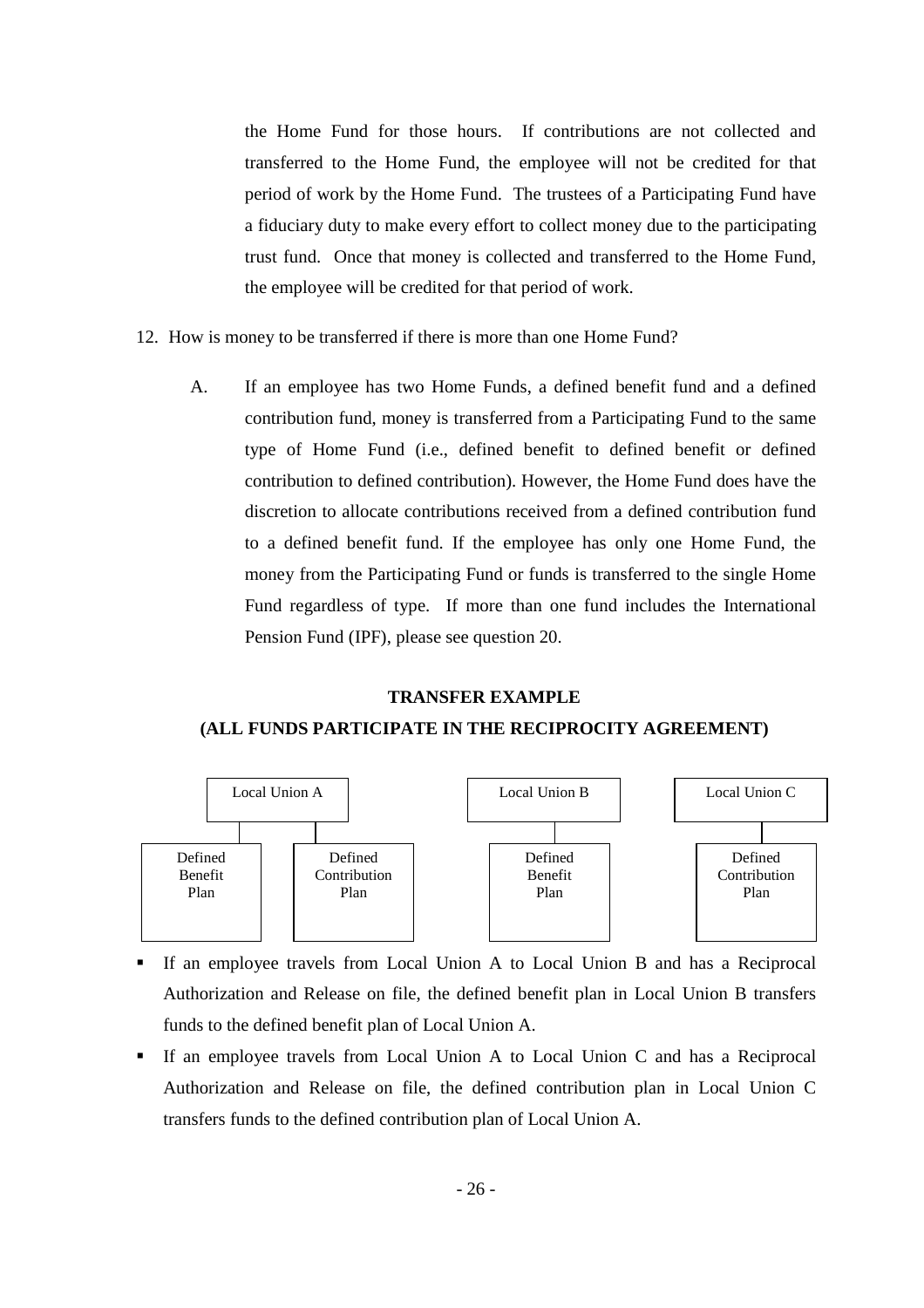the Home Fund for those hours. If contributions are not collected and transferred to the Home Fund, the employee will not be credited for that period of work by the Home Fund. The trustees of a Participating Fund have a fiduciary duty to make every effort to collect money due to the participating trust fund. Once that money is collected and transferred to the Home Fund, the employee will be credited for that period of work.

12. How is money to be transferred if there is more than one Home Fund?

    A. If an employee has two Home Funds, a defined benefit fund and a defined contribution fund, money is transferred from a Participating Fund to the same type of Home Fund (i.e., defined benefit to defined benefit or defined contribution to defined contribution). However, the Home Fund does have the discretion to allocate contributions received from a defined contribution fund to a defined benefit fund. If the employee has only one Home Fund, the money from the Participating Fund or funds is transferred to the single Home Fund regardless of type. If more than one fund includes the International Pension Fund (IPF), please see question 20.

**TRANSFER EXAMPLE**

**(ALL FUNDS PARTICIPATE IN THE RECIPROCITY AGREEMENT)**

| Local Union A | | Local Union B | Local Union C |
|---|---|---|---|
| Defined Benefit Plan | Defined Contribution Plan | Defined Benefit Plan | Defined Contribution Plan |

- If an employee travels from Local Union A to Local Union B and has a Reciprocal Authorization and Release on file, the defined benefit plan in Local Union B transfers funds to the defined benefit plan of Local Union A.
- If an employee travels from Local Union A to Local Union C and has a Reciprocal Authorization and Release on file, the defined contribution plan in Local Union C transfers funds to the defined contribution plan of Local Union A.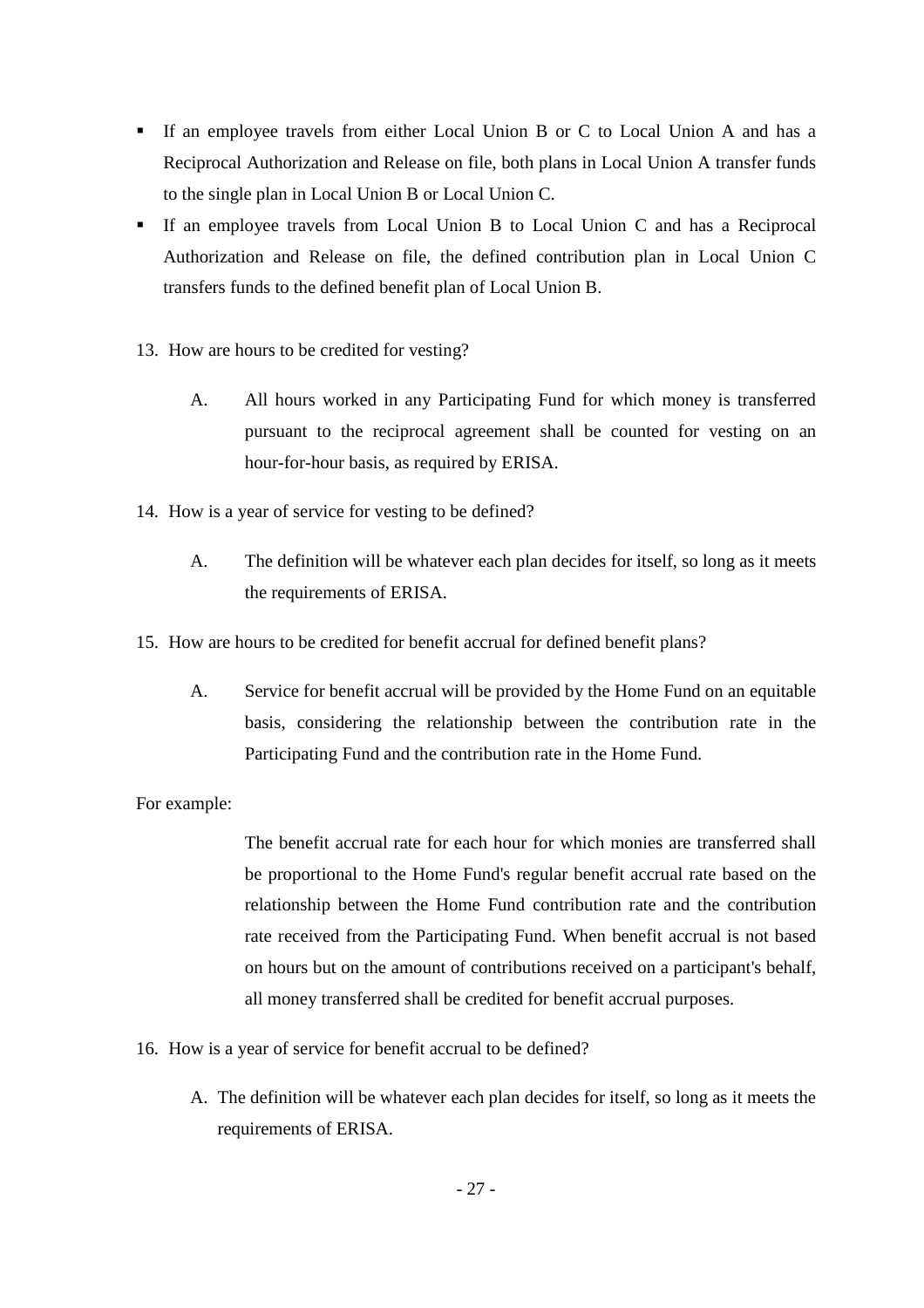- If an employee travels from either Local Union B or C to Local Union A and has a Reciprocal Authorization and Release on file, both plans in Local Union A transfer funds to the single plan in Local Union B or Local Union C.
- If an employee travels from Local Union B to Local Union C and has a Reciprocal Authorization and Release on file, the defined contribution plan in Local Union C transfers funds to the defined benefit plan of Local Union B.

13. How are hours to be credited for vesting?

    A. All hours worked in any Participating Fund for which money is transferred pursuant to the reciprocal agreement shall be counted for vesting on an hour-for-hour basis, as required by ERISA.

14. How is a year of service for vesting to be defined?

    A. The definition will be whatever each plan decides for itself, so long as it meets the requirements of ERISA.

15. How are hours to be credited for benefit accrual for defined benefit plans?

    A. Service for benefit accrual will be provided by the Home Fund on an equitable basis, considering the relationship between the contribution rate in the Participating Fund and the contribution rate in the Home Fund.

For example:

> The benefit accrual rate for each hour for which monies are transferred shall be proportional to the Home Fund's regular benefit accrual rate based on the relationship between the Home Fund contribution rate and the contribution rate received from the Participating Fund. When benefit accrual is not based on hours but on the amount of contributions received on a participant's behalf, all money transferred shall be credited for benefit accrual purposes.

16. How is a year of service for benefit accrual to be defined?

    A. The definition will be whatever each plan decides for itself, so long as it meets the requirements of ERISA.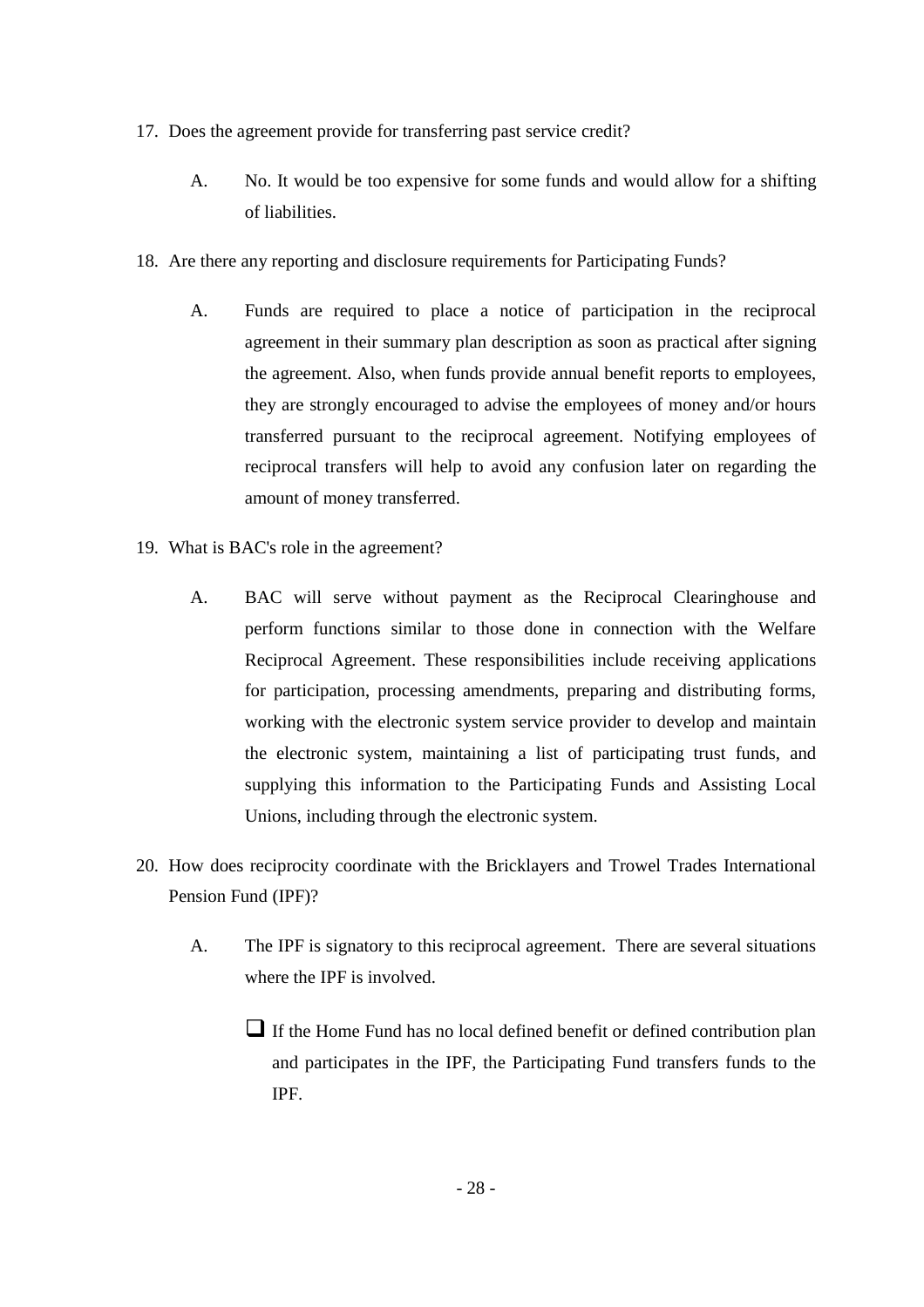17. Does the agreement provide for transferring past service credit?

    A. No. It would be too expensive for some funds and would allow for a shifting of liabilities.

18. Are there any reporting and disclosure requirements for Participating Funds?

    A. Funds are required to place a notice of participation in the reciprocal agreement in their summary plan description as soon as practical after signing the agreement. Also, when funds provide annual benefit reports to employees, they are strongly encouraged to advise the employees of money and/or hours transferred pursuant to the reciprocal agreement. Notifying employees of reciprocal transfers will help to avoid any confusion later on regarding the amount of money transferred.

19. What is BAC's role in the agreement?

    A. BAC will serve without payment as the Reciprocal Clearinghouse and perform functions similar to those done in connection with the Welfare Reciprocal Agreement. These responsibilities include receiving applications for participation, processing amendments, preparing and distributing forms, working with the electronic system service provider to develop and maintain the electronic system, maintaining a list of participating trust funds, and supplying this information to the Participating Funds and Assisting Local Unions, including through the electronic system.

20. How does reciprocity coordinate with the Bricklayers and Trowel Trades International Pension Fund (IPF)?

    A. The IPF is signatory to this reciprocal agreement. There are several situations where the IPF is involved.

    - ❑ If the Home Fund has no local defined benefit or defined contribution plan and participates in the IPF, the Participating Fund transfers funds to the IPF.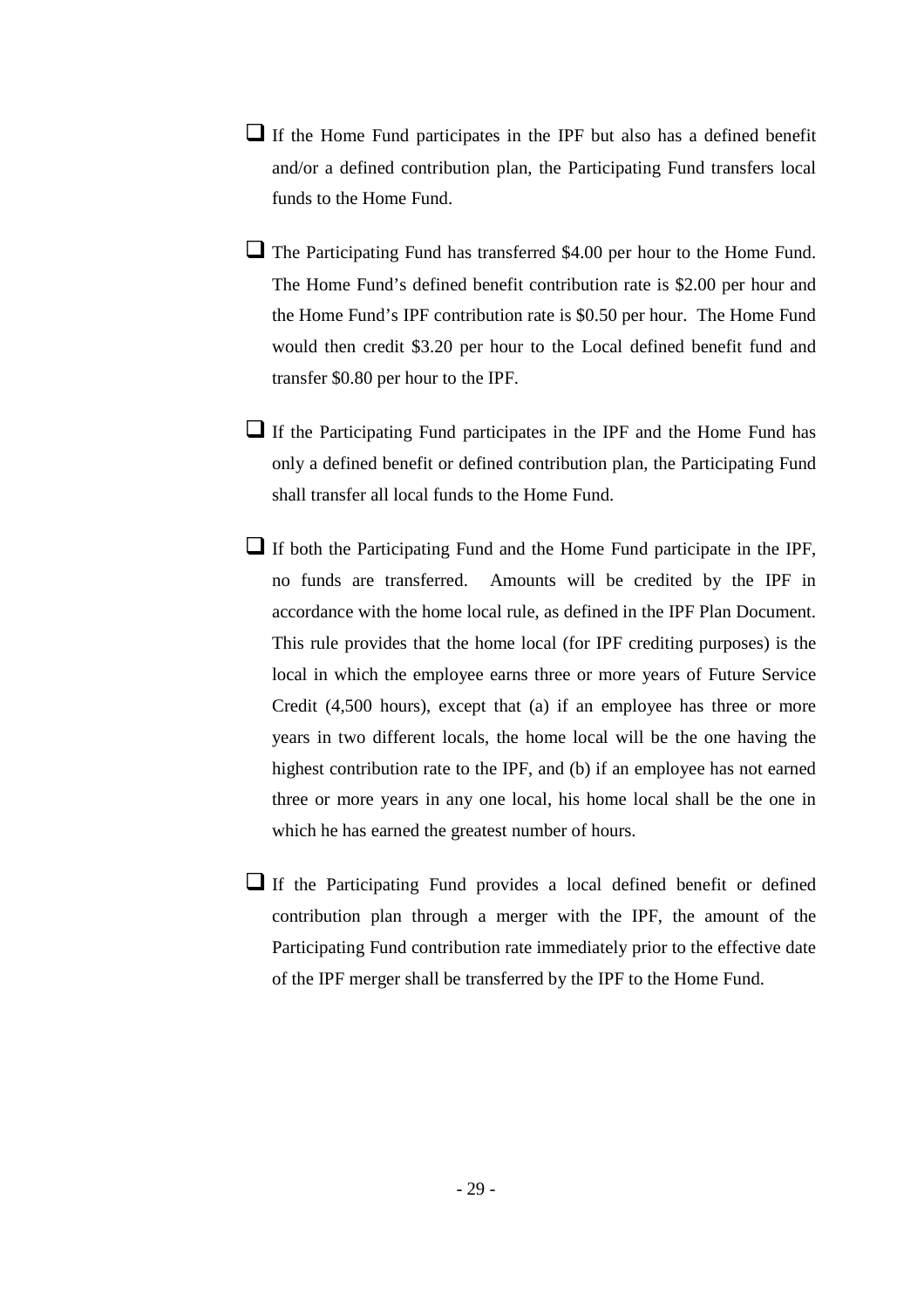- If the Home Fund participates in the IPF but also has a defined benefit and/or a defined contribution plan, the Participating Fund transfers local funds to the Home Fund.

- The Participating Fund has transferred $4.00 per hour to the Home Fund. The Home Fund's defined benefit contribution rate is $2.00 per hour and the Home Fund's IPF contribution rate is $0.50 per hour. The Home Fund would then credit $3.20 per hour to the Local defined benefit fund and transfer $0.80 per hour to the IPF.

- If the Participating Fund participates in the IPF and the Home Fund has only a defined benefit or defined contribution plan, the Participating Fund shall transfer all local funds to the Home Fund.

- If both the Participating Fund and the Home Fund participate in the IPF, no funds are transferred. Amounts will be credited by the IPF in accordance with the home local rule, as defined in the IPF Plan Document. This rule provides that the home local (for IPF crediting purposes) is the local in which the employee earns three or more years of Future Service Credit (4,500 hours), except that (a) if an employee has three or more years in two different locals, the home local will be the one having the highest contribution rate to the IPF, and (b) if an employee has not earned three or more years in any one local, his home local shall be the one in which he has earned the greatest number of hours.

- If the Participating Fund provides a local defined benefit or defined contribution plan through a merger with the IPF, the amount of the Participating Fund contribution rate immediately prior to the effective date of the IPF merger shall be transferred by the IPF to the Home Fund.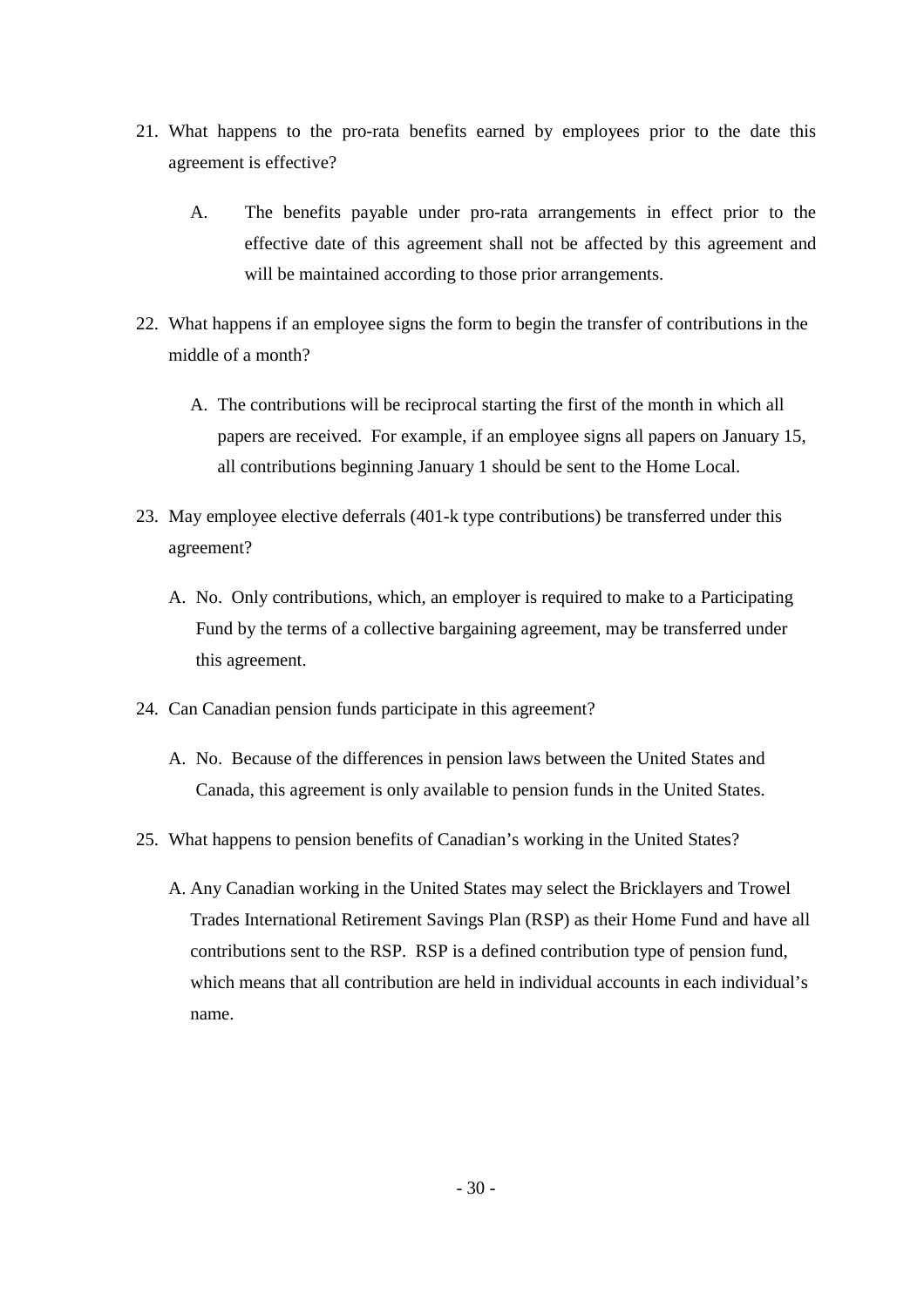21. What happens to the pro-rata benefits earned by employees prior to the date this agreement is effective?

    A. The benefits payable under pro-rata arrangements in effect prior to the effective date of this agreement shall not be affected by this agreement and will be maintained according to those prior arrangements.

22. What happens if an employee signs the form to begin the transfer of contributions in the middle of a month?

    A. The contributions will be reciprocal starting the first of the month in which all papers are received. For example, if an employee signs all papers on January 15, all contributions beginning January 1 should be sent to the Home Local.

23. May employee elective deferrals (401-k type contributions) be transferred under this agreement?

    A. No. Only contributions, which, an employer is required to make to a Participating Fund by the terms of a collective bargaining agreement, may be transferred under this agreement.

24. Can Canadian pension funds participate in this agreement?

    A. No. Because of the differences in pension laws between the United States and Canada, this agreement is only available to pension funds in the United States.

25. What happens to pension benefits of Canadian's working in the United States?

    A. Any Canadian working in the United States may select the Bricklayers and Trowel Trades International Retirement Savings Plan (RSP) as their Home Fund and have all contributions sent to the RSP. RSP is a defined contribution type of pension fund, which means that all contribution are held in individual accounts in each individual's name.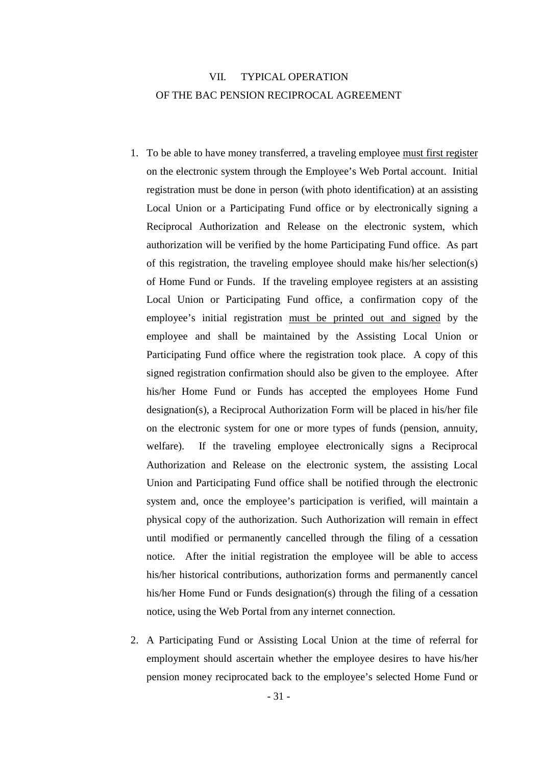## VII. TYPICAL OPERATION OF THE BAC PENSION RECIPROCAL AGREEMENT

1. To be able to have money transferred, a traveling employee <u>must first register</u> on the electronic system through the Employee's Web Portal account. Initial registration must be done in person (with photo identification) at an assisting Local Union or a Participating Fund office or by electronically signing a Reciprocal Authorization and Release on the electronic system, which authorization will be verified by the home Participating Fund office. As part of this registration, the traveling employee should make his/her selection(s) of Home Fund or Funds. If the traveling employee registers at an assisting Local Union or Participating Fund office, a confirmation copy of the employee's initial registration <u>must be printed out and signed</u> by the employee and shall be maintained by the Assisting Local Union or Participating Fund office where the registration took place. A copy of this signed registration confirmation should also be given to the employee. After his/her Home Fund or Funds has accepted the employees Home Fund designation(s), a Reciprocal Authorization Form will be placed in his/her file on the electronic system for one or more types of funds (pension, annuity, welfare). If the traveling employee electronically signs a Reciprocal Authorization and Release on the electronic system, the assisting Local Union and Participating Fund office shall be notified through the electronic system and, once the employee's participation is verified, will maintain a physical copy of the authorization. Such Authorization will remain in effect until modified or permanently cancelled through the filing of a cessation notice. After the initial registration the employee will be able to access his/her historical contributions, authorization forms and permanently cancel his/her Home Fund or Funds designation(s) through the filing of a cessation notice, using the Web Portal from any internet connection.

2. A Participating Fund or Assisting Local Union at the time of referral for employment should ascertain whether the employee desires to have his/her pension money reciprocated back to the employee's selected Home Fund or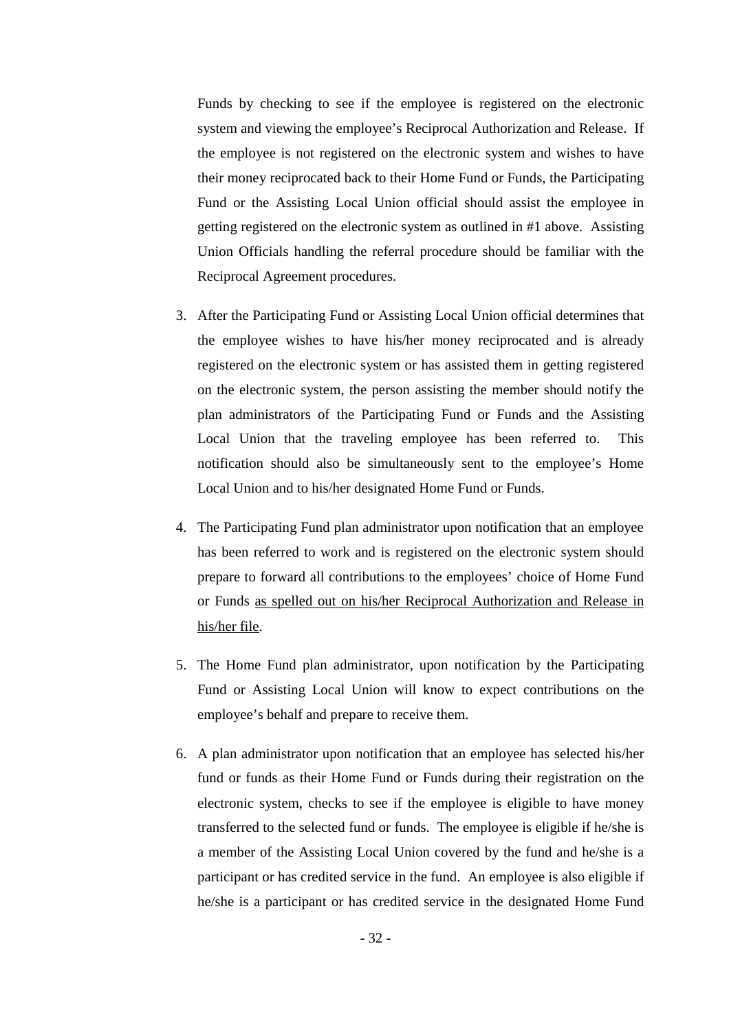Funds by checking to see if the employee is registered on the electronic system and viewing the employee's Reciprocal Authorization and Release. If the employee is not registered on the electronic system and wishes to have their money reciprocated back to their Home Fund or Funds, the Participating Fund or the Assisting Local Union official should assist the employee in getting registered on the electronic system as outlined in #1 above. Assisting Union Officials handling the referral procedure should be familiar with the Reciprocal Agreement procedures.

3. After the Participating Fund or Assisting Local Union official determines that the employee wishes to have his/her money reciprocated and is already registered on the electronic system or has assisted them in getting registered on the electronic system, the person assisting the member should notify the plan administrators of the Participating Fund or Funds and the Assisting Local Union that the traveling employee has been referred to. This notification should also be simultaneously sent to the employee's Home Local Union and to his/her designated Home Fund or Funds.

4. The Participating Fund plan administrator upon notification that an employee has been referred to work and is registered on the electronic system should prepare to forward all contributions to the employees' choice of Home Fund or Funds <u>as spelled out on his/her Reciprocal Authorization and Release in his/her file</u>.

5. The Home Fund plan administrator, upon notification by the Participating Fund or Assisting Local Union will know to expect contributions on the employee's behalf and prepare to receive them.

6. A plan administrator upon notification that an employee has selected his/her fund or funds as their Home Fund or Funds during their registration on the electronic system, checks to see if the employee is eligible to have money transferred to the selected fund or funds. The employee is eligible if he/she is a member of the Assisting Local Union covered by the fund and he/she is a participant or has credited service in the fund. An employee is also eligible if he/she is a participant or has credited service in the designated Home Fund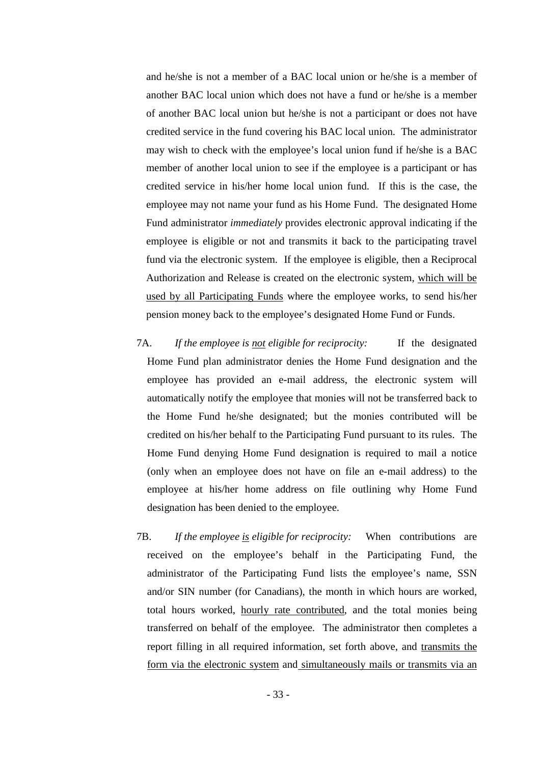and he/she is not a member of a BAC local union or he/she is a member of another BAC local union which does not have a fund or he/she is a member of another BAC local union but he/she is not a participant or does not have credited service in the fund covering his BAC local union. The administrator may wish to check with the employee's local union fund if he/she is a BAC member of another local union to see if the employee is a participant or has credited service in his/her home local union fund. If this is the case, the employee may not name your fund as his Home Fund. The designated Home Fund administrator *immediately* provides electronic approval indicating if the employee is eligible or not and transmits it back to the participating travel fund via the electronic system. If the employee is eligible, then a Reciprocal Authorization and Release is created on the electronic system, <u>which will be used by all Participating Funds</u> where the employee works, to send his/her pension money back to the employee's designated Home Fund or Funds.

7A. *If the employee is <u>not</u> eligible for reciprocity:* If the designated Home Fund plan administrator denies the Home Fund designation and the employee has provided an e-mail address, the electronic system will automatically notify the employee that monies will not be transferred back to the Home Fund he/she designated; but the monies contributed will be credited on his/her behalf to the Participating Fund pursuant to its rules. The Home Fund denying Home Fund designation is required to mail a notice (only when an employee does not have on file an e-mail address) to the employee at his/her home address on file outlining why Home Fund designation has been denied to the employee.

7B. *If the employee <u>is</u> eligible for reciprocity:* When contributions are received on the employee's behalf in the Participating Fund, the administrator of the Participating Fund lists the employee's name, SSN and/or SIN number (for Canadians), the month in which hours are worked, total hours worked, <u>hourly rate contributed</u>, and the total monies being transferred on behalf of the employee. The administrator then completes a report filling in all required information, set forth above, and <u>transmits the form via the electronic system</u> and <u>simultaneously mails or transmits via an</u>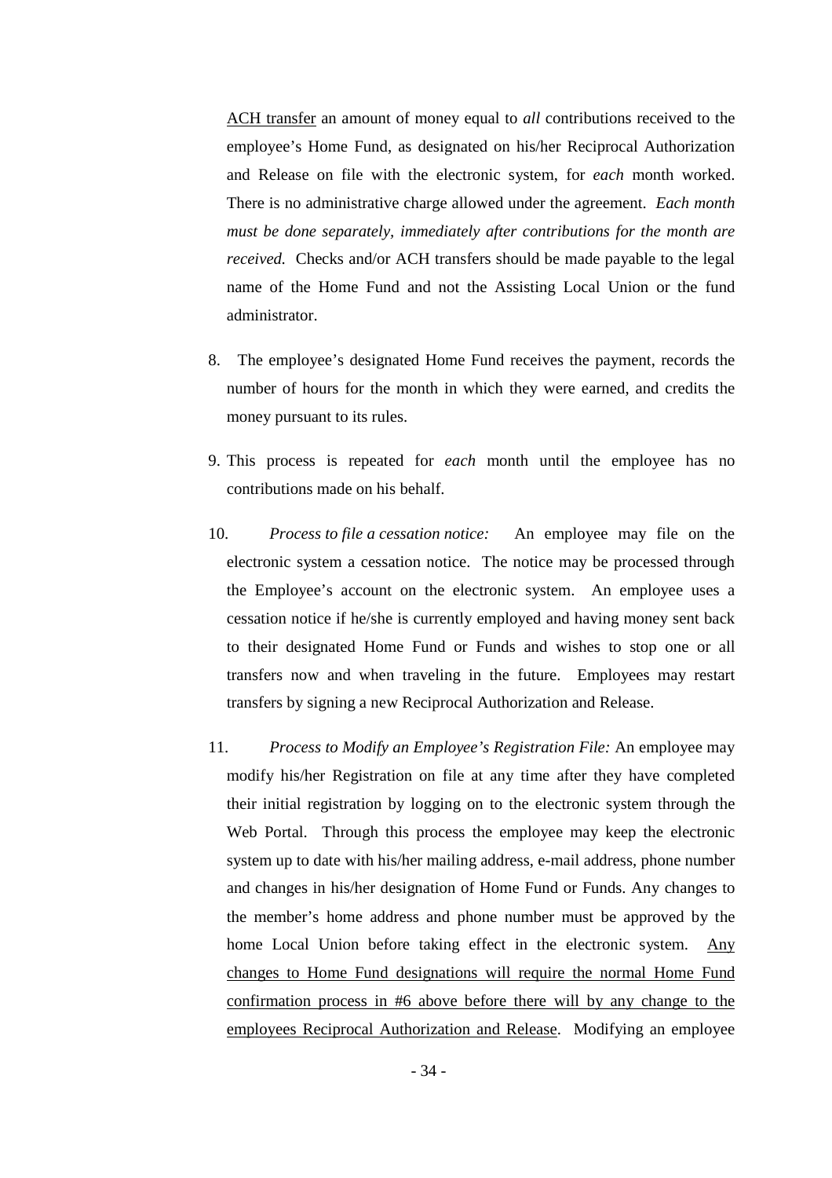ACH transfer an amount of money equal to *all* contributions received to the employee's Home Fund, as designated on his/her Reciprocal Authorization and Release on file with the electronic system, for *each* month worked. There is no administrative charge allowed under the agreement. *Each month must be done separately, immediately after contributions for the month are received.* Checks and/or ACH transfers should be made payable to the legal name of the Home Fund and not the Assisting Local Union or the fund administrator.

8. The employee's designated Home Fund receives the payment, records the number of hours for the month in which they were earned, and credits the money pursuant to its rules.

9. This process is repeated for *each* month until the employee has no contributions made on his behalf.

10. *Process to file a cessation notice:* An employee may file on the electronic system a cessation notice. The notice may be processed through the Employee's account on the electronic system. An employee uses a cessation notice if he/she is currently employed and having money sent back to their designated Home Fund or Funds and wishes to stop one or all transfers now and when traveling in the future. Employees may restart transfers by signing a new Reciprocal Authorization and Release.

11. *Process to Modify an Employee's Registration File:* An employee may modify his/her Registration on file at any time after they have completed their initial registration by logging on to the electronic system through the Web Portal. Through this process the employee may keep the electronic system up to date with his/her mailing address, e-mail address, phone number and changes in his/her designation of Home Fund or Funds. Any changes to the member's home address and phone number must be approved by the home Local Union before taking effect in the electronic system. <u>Any changes to Home Fund designations will require the normal Home Fund confirmation process in #6 above before there will by any change to the employees Reciprocal Authorization and Release</u>. Modifying an employee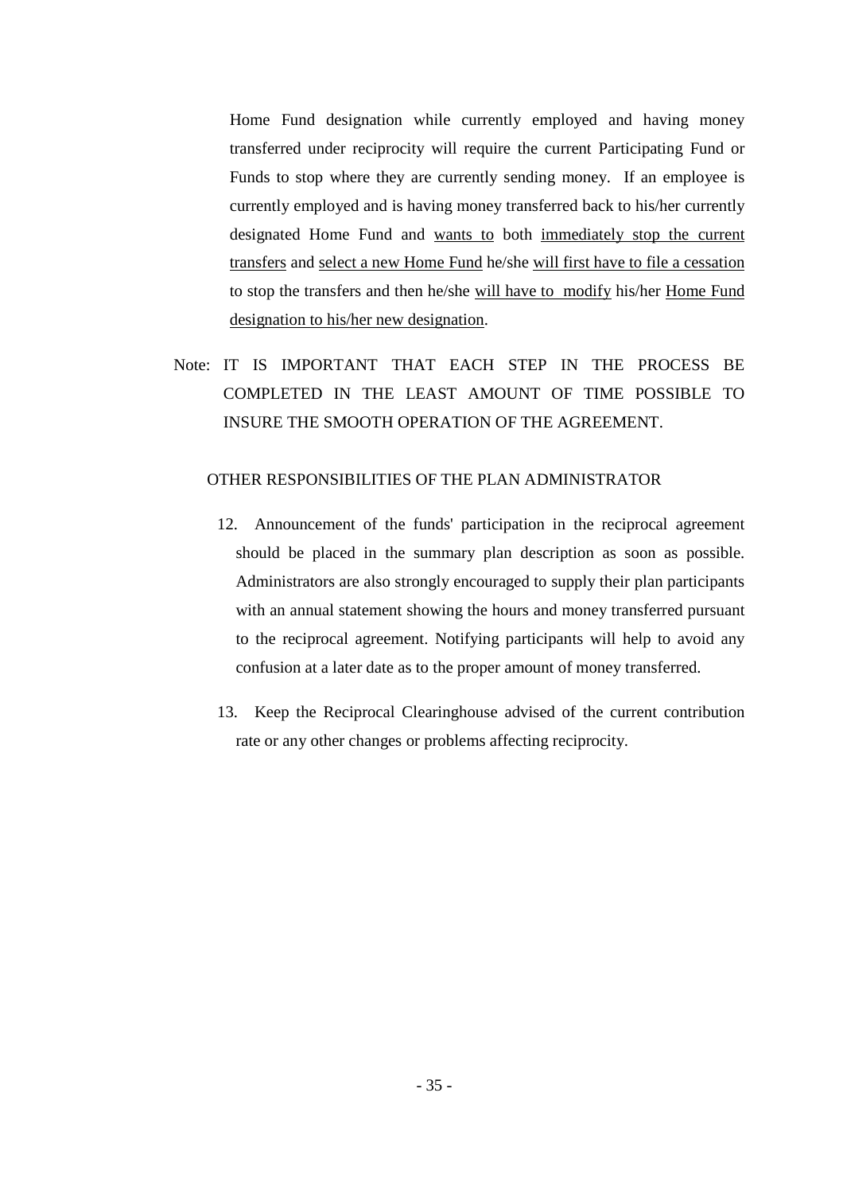Home Fund designation while currently employed and having money transferred under reciprocity will require the current Participating Fund or Funds to stop where they are currently sending money. If an employee is currently employed and is having money transferred back to his/her currently designated Home Fund and <u>wants to</u> both <u>immediately stop the current transfers</u> and <u>select a new Home Fund</u> he/she <u>will first have to file a cessation</u> to stop the transfers and then he/she <u>will have to modify</u> his/her <u>Home Fund designation to his/her new designation</u>.

Note: IT IS IMPORTANT THAT EACH STEP IN THE PROCESS BE COMPLETED IN THE LEAST AMOUNT OF TIME POSSIBLE TO INSURE THE SMOOTH OPERATION OF THE AGREEMENT.

OTHER RESPONSIBILITIES OF THE PLAN ADMINISTRATOR

12. Announcement of the funds' participation in the reciprocal agreement should be placed in the summary plan description as soon as possible. Administrators are also strongly encouraged to supply their plan participants with an annual statement showing the hours and money transferred pursuant to the reciprocal agreement. Notifying participants will help to avoid any confusion at a later date as to the proper amount of money transferred.

13. Keep the Reciprocal Clearinghouse advised of the current contribution rate or any other changes or problems affecting reciprocity.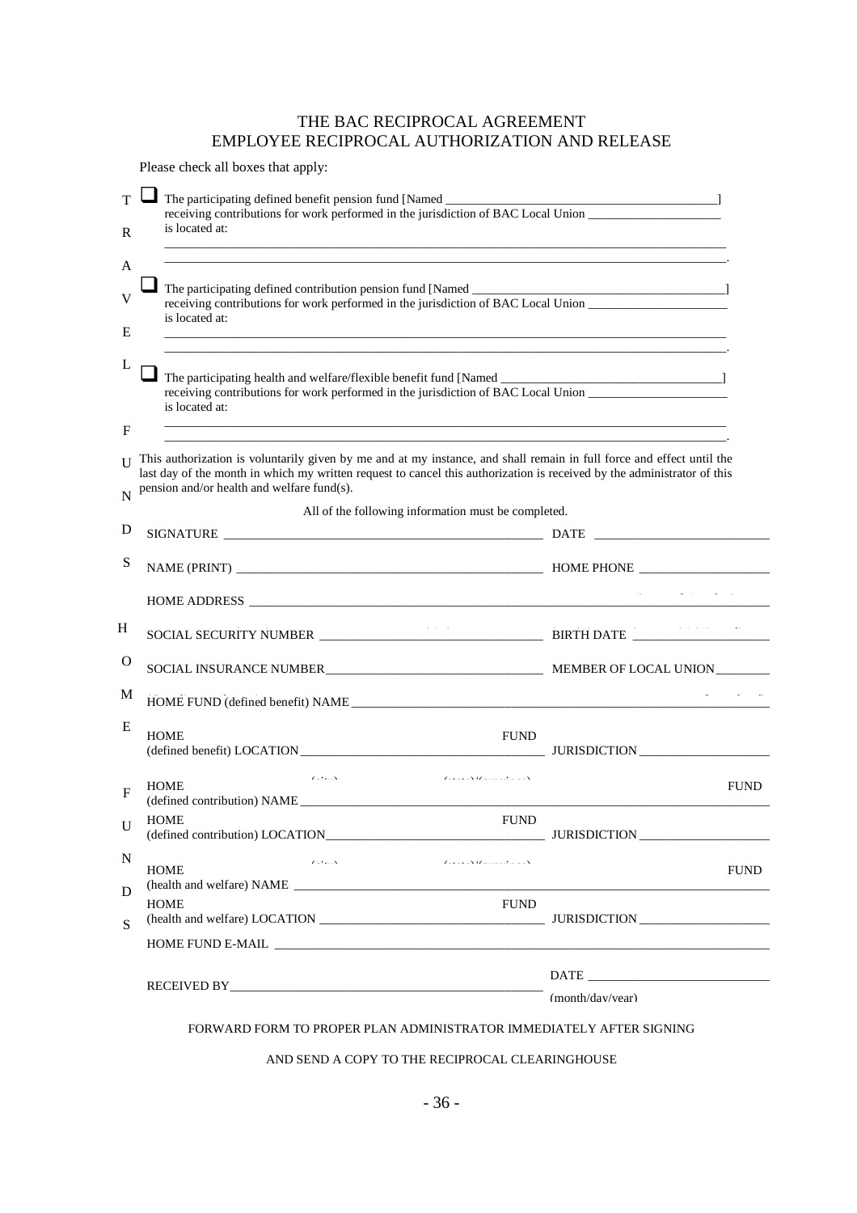# THE BAC RECIPROCAL AGREEMENT
# EMPLOYEE RECIPROCAL AUTHORIZATION AND RELEASE

Please check all boxes that apply:

TRAVEL FUNDS

☐ The participating defined benefit pension fund [Named ____________________________________________] receiving contributions for work performed in the jurisdiction of BAC Local Union _____________________ is located at:

_____________________________________________________________________________________________

_____________________________________________________________________________________________.

☐ The participating defined contribution pension fund [Named _________________________________________] receiving contributions for work performed in the jurisdiction of BAC Local Union ______________________ is located at:

_____________________________________________________________________________________________

_____________________________________________________________________________________________.

☐ The participating health and welfare/flexible benefit fund [Named ___________________________________] receiving contributions for work performed in the jurisdiction of BAC Local Union ______________________ is located at:

_____________________________________________________________________________________________

_____________________________________________________________________________________________.

This authorization is voluntarily given by me and at my instance, and shall remain in full force and effect until the last day of the month in which my written request to cancel this authorization is received by the administrator of this pension and/or health and welfare fund(s).

All of the following information must be completed.

HOME FUNDS

SIGNATURE ______________________________________________ DATE ___________________________

NAME (PRINT) ___________________________________________ HOME PHONE ____________________

HOME ADDRESS ______________________________________________________________________________

SOCIAL SECURITY NUMBER _________________________________ BIRTH DATE ____________________

SOCIAL INSURANCE NUMBER_______________________________ MEMBER OF LOCAL UNION________

HOME FUND (defined benefit) NAME _______________________________________________________

HOME FUND (defined benefit) LOCATION ___________________________ FUND JURISDICTION ____________________

(city) (state)/(province)

HOME FUND (defined contribution) NAME ____________________________________________________

HOME FUND (defined contribution) LOCATION_______________________ FUND JURISDICTION ____________________

(city) (state)/(province)

HOME FUND (health and welfare) NAME ______________________________________________________

HOME FUND (health and welfare) LOCATION __________________________ FUND JURISDICTION ____________________

HOME FUND E-MAIL ___________________________________________________________________________

RECEIVED BY_________________________________________________ DATE ___________________________ (month/day/year)

FORWARD FORM TO PROPER PLAN ADMINISTRATOR IMMEDIATELY AFTER SIGNING

AND SEND A COPY TO THE RECIPROCAL CLEARINGHOUSE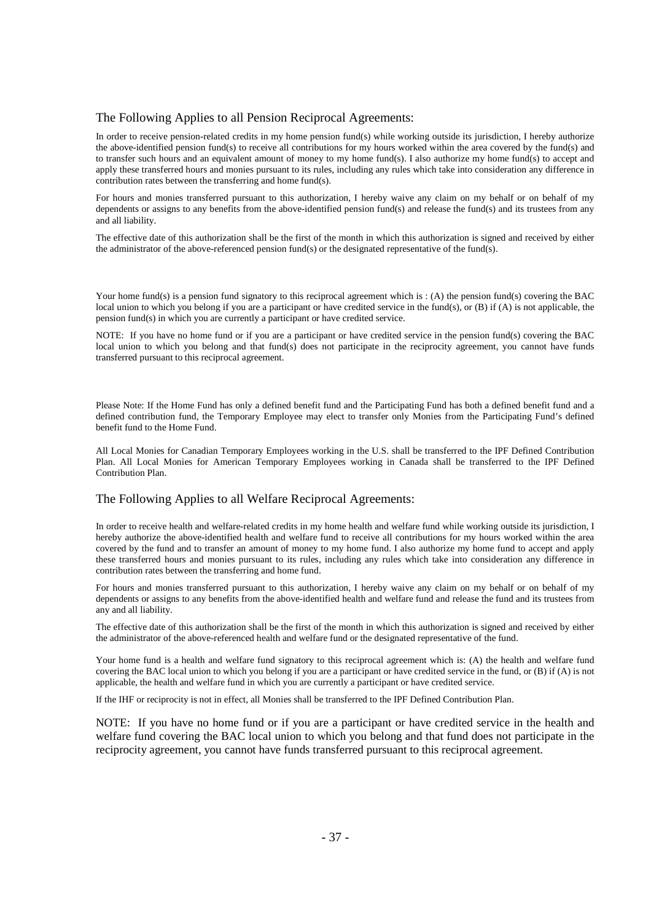## The Following Applies to all Pension Reciprocal Agreements:

In order to receive pension-related credits in my home pension fund(s) while working outside its jurisdiction, I hereby authorize the above-identified pension fund(s) to receive all contributions for my hours worked within the area covered by the fund(s) and to transfer such hours and an equivalent amount of money to my home fund(s). I also authorize my home fund(s) to accept and apply these transferred hours and monies pursuant to its rules, including any rules which take into consideration any difference in contribution rates between the transferring and home fund(s).

For hours and monies transferred pursuant to this authorization, I hereby waive any claim on my behalf or on behalf of my dependents or assigns to any benefits from the above-identified pension fund(s) and release the fund(s) and its trustees from any and all liability.

The effective date of this authorization shall be the first of the month in which this authorization is signed and received by either the administrator of the above-referenced pension fund(s) or the designated representative of the fund(s).

Your home fund(s) is a pension fund signatory to this reciprocal agreement which is : (A) the pension fund(s) covering the BAC local union to which you belong if you are a participant or have credited service in the fund(s), or (B) if (A) is not applicable, the pension fund(s) in which you are currently a participant or have credited service.

NOTE: If you have no home fund or if you are a participant or have credited service in the pension fund(s) covering the BAC local union to which you belong and that fund(s) does not participate in the reciprocity agreement, you cannot have funds transferred pursuant to this reciprocal agreement.

Please Note: If the Home Fund has only a defined benefit fund and the Participating Fund has both a defined benefit fund and a defined contribution fund, the Temporary Employee may elect to transfer only Monies from the Participating Fund's defined benefit fund to the Home Fund.

All Local Monies for Canadian Temporary Employees working in the U.S. shall be transferred to the IPF Defined Contribution Plan. All Local Monies for American Temporary Employees working in Canada shall be transferred to the IPF Defined Contribution Plan.

## The Following Applies to all Welfare Reciprocal Agreements:

In order to receive health and welfare-related credits in my home health and welfare fund while working outside its jurisdiction, I hereby authorize the above-identified health and welfare fund to receive all contributions for my hours worked within the area covered by the fund and to transfer an amount of money to my home fund. I also authorize my home fund to accept and apply these transferred hours and monies pursuant to its rules, including any rules which take into consideration any difference in contribution rates between the transferring and home fund.

For hours and monies transferred pursuant to this authorization, I hereby waive any claim on my behalf or on behalf of my dependents or assigns to any benefits from the above-identified health and welfare fund and release the fund and its trustees from any and all liability.

The effective date of this authorization shall be the first of the month in which this authorization is signed and received by either the administrator of the above-referenced health and welfare fund or the designated representative of the fund.

Your home fund is a health and welfare fund signatory to this reciprocal agreement which is: (A) the health and welfare fund covering the BAC local union to which you belong if you are a participant or have credited service in the fund, or (B) if (A) is not applicable, the health and welfare fund in which you are currently a participant or have credited service.

If the IHF or reciprocity is not in effect, all Monies shall be transferred to the IPF Defined Contribution Plan.

NOTE: If you have no home fund or if you are a participant or have credited service in the health and welfare fund covering the BAC local union to which you belong and that fund does not participate in the reciprocity agreement, you cannot have funds transferred pursuant to this reciprocal agreement.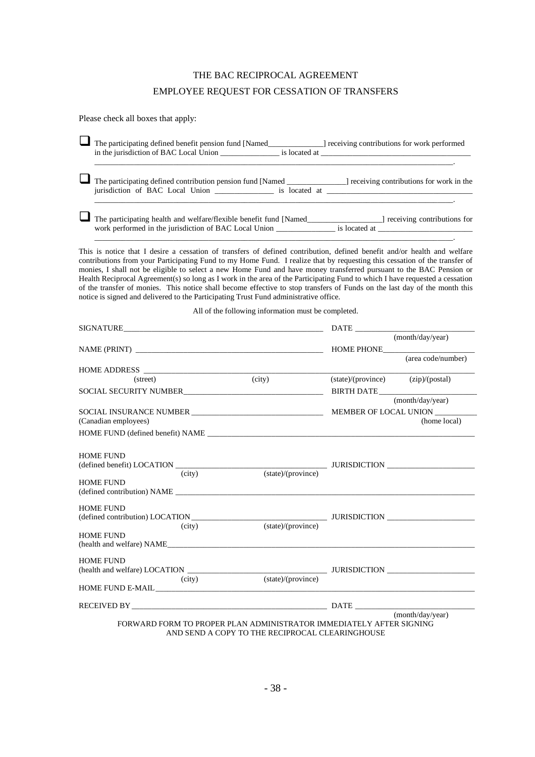# THE BAC RECIPROCAL AGREEMENT

## EMPLOYEE REQUEST FOR CESSATION OF TRANSFERS

Please check all boxes that apply:

☐ The participating defined benefit pension fund [Named______________] receiving contributions for work performed in the jurisdiction of BAC Local Union _______________ is located at ______________________________________ _____________________________________________________________________________________.

☐ The participating defined contribution pension fund [Named _______________] receiving contributions for work in the jurisdiction of BAC Local Union _______________ is located at ______________________________________ _____________________________________________________________________________________.

☐ The participating health and welfare/flexible benefit fund [Named___________________] receiving contributions for work performed in the jurisdiction of BAC Local Union _______________ is located at ________________________ _____________________________________________________________________________________.

This is notice that I desire a cessation of transfers of defined contribution, defined benefit and/or health and welfare contributions from your Participating Fund to my Home Fund. I realize that by requesting this cessation of the transfer of monies, I shall not be eligible to select a new Home Fund and have money transferred pursuant to the BAC Pension or Health Reciprocal Agreement(s) so long as I work in the area of the Participating Fund to which I have requested a cessation of the transfer of monies. This notice shall become effective to stop transfers of Funds on the last day of the month this notice is signed and delivered to the Participating Trust Fund administrative office.

All of the following information must be completed.

SIGNATURE_____________________________________________________ DATE _____________________________
(month/day/year)

NAME (PRINT) _________________________________________________ HOME PHONE_______________________
(area code/number)

HOME ADDRESS ________________________________________________________________________________
(street) (city) (state)/(province) (zip)/(postal)

SOCIAL SECURITY NUMBER____________________________________ BIRTH DATE_________________________
(month/day/year)

SOCIAL INSURANCE NUMBER __________________________________ MEMBER OF LOCAL UNION __________
(Canadian employees) (home local)

HOME FUND (defined benefit) NAME ________________________________________________________________

HOME FUND
(defined benefit) LOCATION ______________________________________ JURISDICTION ______________________
(city) (state)/(province)

HOME FUND
(defined contribution) NAME _______________________________________________________________________

HOME FUND
(defined contribution) LOCATION___________________________________ JURISDICTION ______________________
(city) (state)/(province)

HOME FUND
(health and welfare) NAME__________________________________________________________________________

HOME FUND
(health and welfare) LOCATION ____________________________________ JURISDICTION ______________________
(city) (state)/(province)

HOME FUND E-MAIL_______________________________________________________________________________

RECEIVED BY ___________________________________________________ DATE _____________________________
(month/day/year)

FORWARD FORM TO PROPER PLAN ADMINISTRATOR IMMEDIATELY AFTER SIGNING
AND SEND A COPY TO THE RECIPROCAL CLEARINGHOUSE